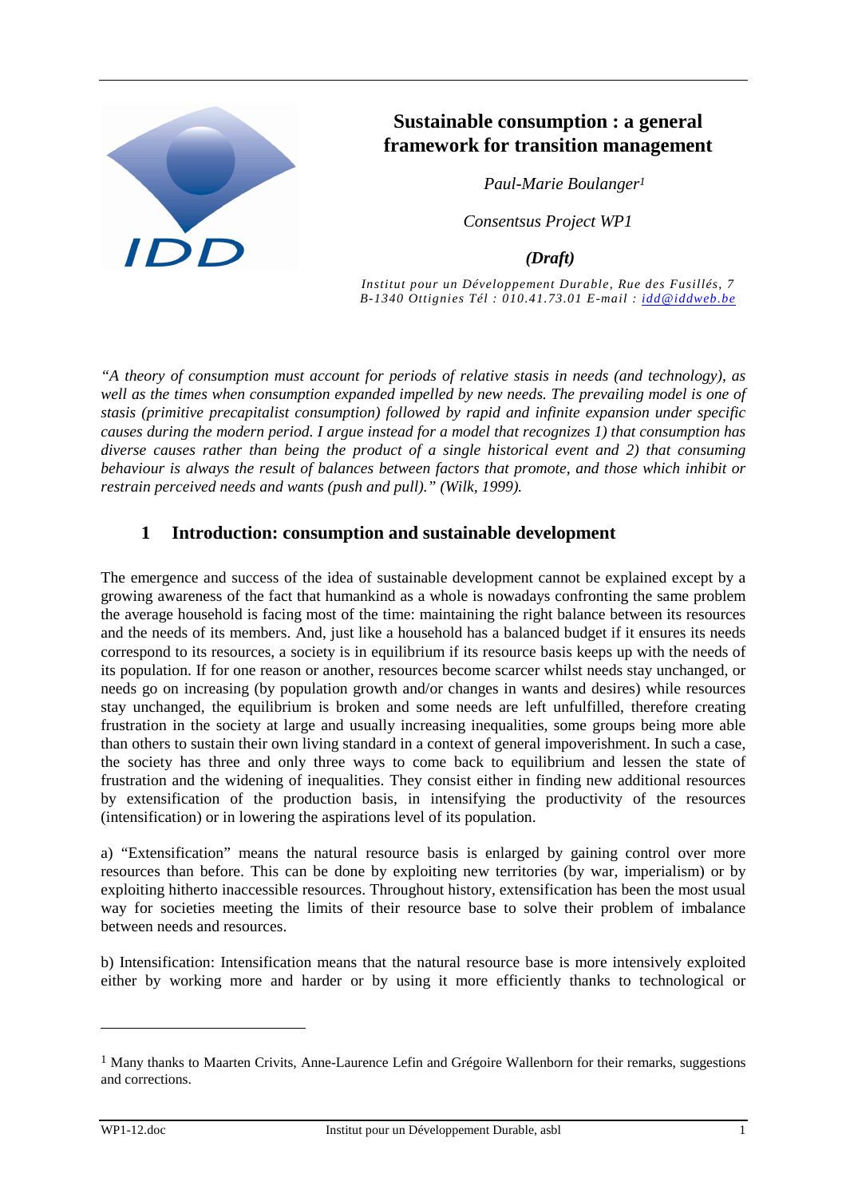# Sustainable consumption : a general framework for transition management

*Paul-Marie Boulanger*[1]

*Consentsus Project WP1*

***(Draft)***

*Institut pour un Développement Durable, Rue des Fusillés, 7 B-1340 Ottignies Tél : 010.41.73.01 E-mail : idd@iddweb.be*

*"A theory of consumption must account for periods of relative stasis in needs (and technology), as well as the times when consumption expanded impelled by new needs. The prevailing model is one of stasis (primitive precapitalist consumption) followed by rapid and infinite expansion under specific causes during the modern period. I argue instead for a model that recognizes 1) that consumption has diverse causes rather than being the product of a single historical event and 2) that consuming behaviour is always the result of balances between factors that promote, and those which inhibit or restrain perceived needs and wants (push and pull)." (Wilk, 1999).*

## 1 Introduction: consumption and sustainable development

The emergence and success of the idea of sustainable development cannot be explained except by a growing awareness of the fact that humankind as a whole is nowadays confronting the same problem the average household is facing most of the time: maintaining the right balance between its resources and the needs of its members. And, just like a household has a balanced budget if it ensures its needs correspond to its resources, a society is in equilibrium if its resource basis keeps up with the needs of its population. If for one reason or another, resources become scarcer whilst needs stay unchanged, or needs go on increasing (by population growth and/or changes in wants and desires) while resources stay unchanged, the equilibrium is broken and some needs are left unfulfilled, therefore creating frustration in the society at large and usually increasing inequalities, some groups being more able than others to sustain their own living standard in a context of general impoverishment. In such a case, the society has three and only three ways to come back to equilibrium and lessen the state of frustration and the widening of inequalities. They consist either in finding new additional resources by extensification of the production basis, in intensifying the productivity of the resources (intensification) or in lowering the aspirations level of its population.

a) "Extensification" means the natural resource basis is enlarged by gaining control over more resources than before. This can be done by exploiting new territories (by war, imperialism) or by exploiting hitherto inaccessible resources. Throughout history, extensification has been the most usual way for societies meeting the limits of their resource base to solve their problem of imbalance between needs and resources.

b) Intensification: Intensification means that the natural resource base is more intensively exploited either by working more and harder or by using it more efficiently thanks to technological or

---

[1] Many thanks to Maarten Crivits, Anne-Laurence Lefin and Grégoire Wallenborn for their remarks, suggestions and corrections.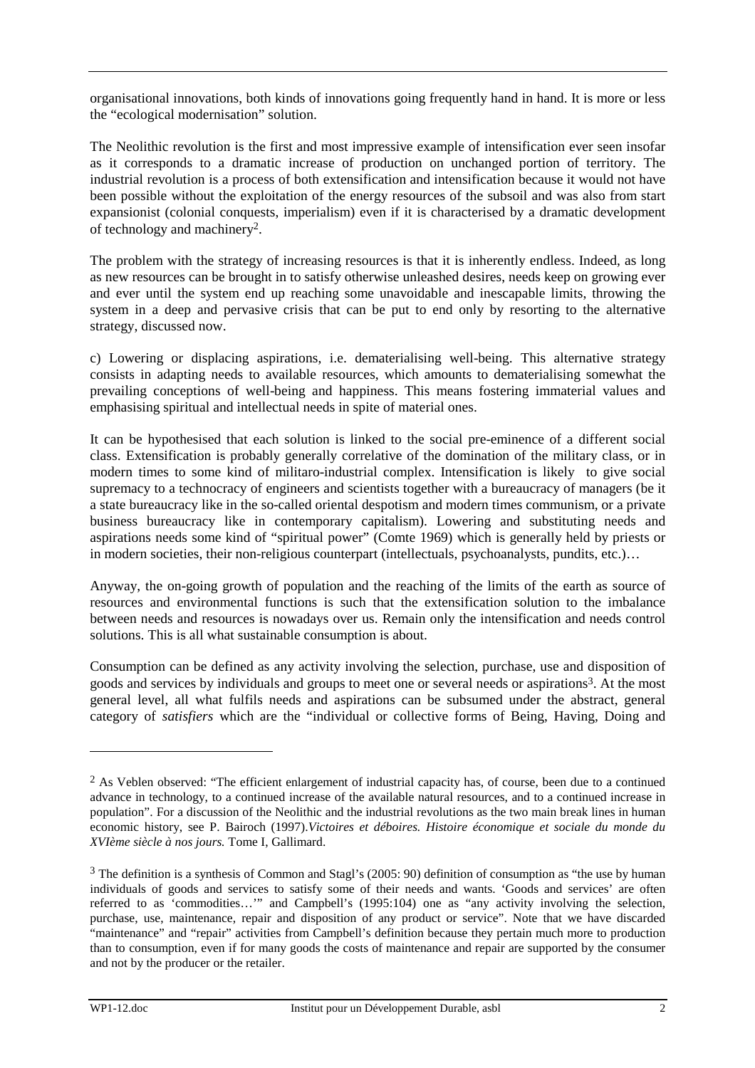organisational innovations, both kinds of innovations going frequently hand in hand. It is more or less the "ecological modernisation" solution.

The Neolithic revolution is the first and most impressive example of intensification ever seen insofar as it corresponds to a dramatic increase of production on unchanged portion of territory. The industrial revolution is a process of both extensification and intensification because it would not have been possible without the exploitation of the energy resources of the subsoil and was also from start expansionist (colonial conquests, imperialism) even if it is characterised by a dramatic development of technology and machinery[2].

The problem with the strategy of increasing resources is that it is inherently endless. Indeed, as long as new resources can be brought in to satisfy otherwise unleashed desires, needs keep on growing ever and ever until the system end up reaching some unavoidable and inescapable limits, throwing the system in a deep and pervasive crisis that can be put to end only by resorting to the alternative strategy, discussed now.

c) Lowering or displacing aspirations, i.e. dematerialising well-being. This alternative strategy consists in adapting needs to available resources, which amounts to dematerialising somewhat the prevailing conceptions of well-being and happiness. This means fostering immaterial values and emphasising spiritual and intellectual needs in spite of material ones.

It can be hypothesised that each solution is linked to the social pre-eminence of a different social class. Extensification is probably generally correlative of the domination of the military class, or in modern times to some kind of militaro-industrial complex. Intensification is likely to give social supremacy to a technocracy of engineers and scientists together with a bureaucracy of managers (be it a state bureaucracy like in the so-called oriental despotism and modern times communism, or a private business bureaucracy like in contemporary capitalism). Lowering and substituting needs and aspirations needs some kind of "spiritual power" (Comte 1969) which is generally held by priests or in modern societies, their non-religious counterpart (intellectuals, psychoanalysts, pundits, etc.)…

Anyway, the on-going growth of population and the reaching of the limits of the earth as source of resources and environmental functions is such that the extensification solution to the imbalance between needs and resources is nowadays over us. Remain only the intensification and needs control solutions. This is all what sustainable consumption is about.

Consumption can be defined as any activity involving the selection, purchase, use and disposition of goods and services by individuals and groups to meet one or several needs or aspirations[3]. At the most general level, all what fulfils needs and aspirations can be subsumed under the abstract, general category of *satisfiers* which are the "individual or collective forms of Being, Having, Doing and

---

[2] As Veblen observed: "The efficient enlargement of industrial capacity has, of course, been due to a continued advance in technology, to a continued increase of the available natural resources, and to a continued increase in population". For a discussion of the Neolithic and the industrial revolutions as the two main break lines in human economic history, see P. Bairoch (1997).*Victoires et déboires. Histoire économique et sociale du monde du XVIème siècle à nos jours.* Tome I, Gallimard.

[3] The definition is a synthesis of Common and Stagl's (2005: 90) definition of consumption as "the use by human individuals of goods and services to satisfy some of their needs and wants. 'Goods and services' are often referred to as 'commodities…'" and Campbell's (1995:104) one as "any activity involving the selection, purchase, use, maintenance, repair and disposition of any product or service". Note that we have discarded "maintenance" and "repair" activities from Campbell's definition because they pertain much more to production than to consumption, even if for many goods the costs of maintenance and repair are supported by the consumer and not by the producer or the retailer.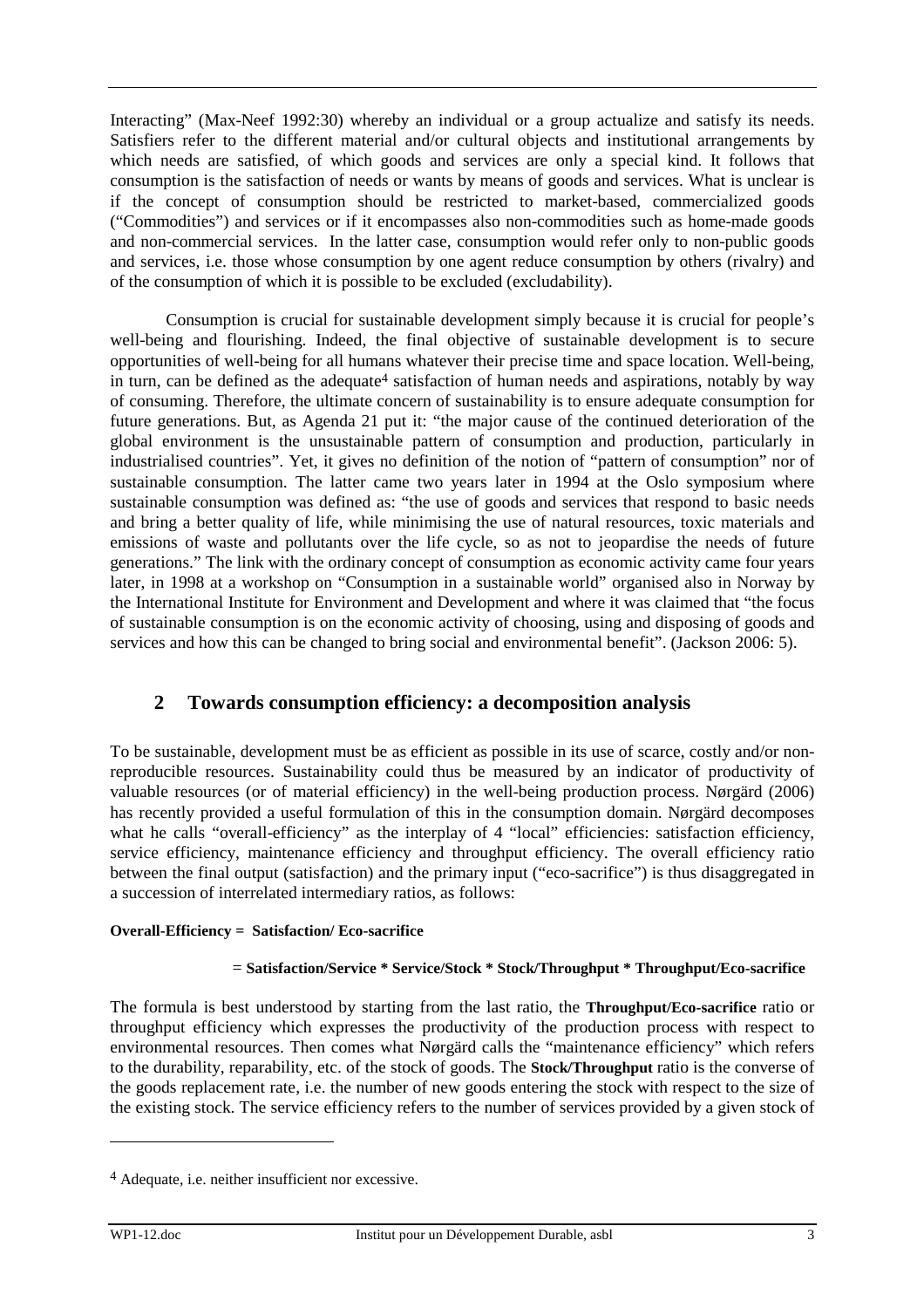Interacting" (Max-Neef 1992:30) whereby an individual or a group actualize and satisfy its needs. Satisfiers refer to the different material and/or cultural objects and institutional arrangements by which needs are satisfied, of which goods and services are only a special kind. It follows that consumption is the satisfaction of needs or wants by means of goods and services. What is unclear is if the concept of consumption should be restricted to market-based, commercialized goods ("Commodities") and services or if it encompasses also non-commodities such as home-made goods and non-commercial services. In the latter case, consumption would refer only to non-public goods and services, i.e. those whose consumption by one agent reduce consumption by others (rivalry) and of the consumption of which it is possible to be excluded (excludability).

Consumption is crucial for sustainable development simply because it is crucial for people's well-being and flourishing. Indeed, the final objective of sustainable development is to secure opportunities of well-being for all humans whatever their precise time and space location. Well-being, in turn, can be defined as the adequate[4] satisfaction of human needs and aspirations, notably by way of consuming. Therefore, the ultimate concern of sustainability is to ensure adequate consumption for future generations. But, as Agenda 21 put it: "the major cause of the continued deterioration of the global environment is the unsustainable pattern of consumption and production, particularly in industrialised countries". Yet, it gives no definition of the notion of "pattern of consumption" nor of sustainable consumption. The latter came two years later in 1994 at the Oslo symposium where sustainable consumption was defined as: "the use of goods and services that respond to basic needs and bring a better quality of life, while minimising the use of natural resources, toxic materials and emissions of waste and pollutants over the life cycle, so as not to jeopardise the needs of future generations." The link with the ordinary concept of consumption as economic activity came four years later, in 1998 at a workshop on "Consumption in a sustainable world" organised also in Norway by the International Institute for Environment and Development and where it was claimed that "the focus of sustainable consumption is on the economic activity of choosing, using and disposing of goods and services and how this can be changed to bring social and environmental benefit". (Jackson 2006: 5).

## 2 Towards consumption efficiency: a decomposition analysis

To be sustainable, development must be as efficient as possible in its use of scarce, costly and/or non-reproducible resources. Sustainability could thus be measured by an indicator of productivity of valuable resources (or of material efficiency) in the well-being production process. Nørgärd (2006) has recently provided a useful formulation of this in the consumption domain. Nørgärd decomposes what he calls "overall-efficiency" as the interplay of 4 "local" efficiencies: satisfaction efficiency, service efficiency, maintenance efficiency and throughput efficiency. The overall efficiency ratio between the final output (satisfaction) and the primary input ("eco-sacrifice") is thus disaggregated in a succession of interrelated intermediary ratios, as follows:

**Overall-Efficiency = Satisfaction/ Eco-sacrifice**

**= Satisfaction/Service * Service/Stock * Stock/Throughput * Throughput/Eco-sacrifice**

The formula is best understood by starting from the last ratio, the **Throughput/Eco-sacrifice** ratio or throughput efficiency which expresses the productivity of the production process with respect to environmental resources. Then comes what Nørgärd calls the "maintenance efficiency" which refers to the durability, reparability, etc. of the stock of goods. The **Stock/Throughput** ratio is the converse of the goods replacement rate, i.e. the number of new goods entering the stock with respect to the size of the existing stock. The service efficiency refers to the number of services provided by a given stock of

[4] Adequate, i.e. neither insufficient nor excessive.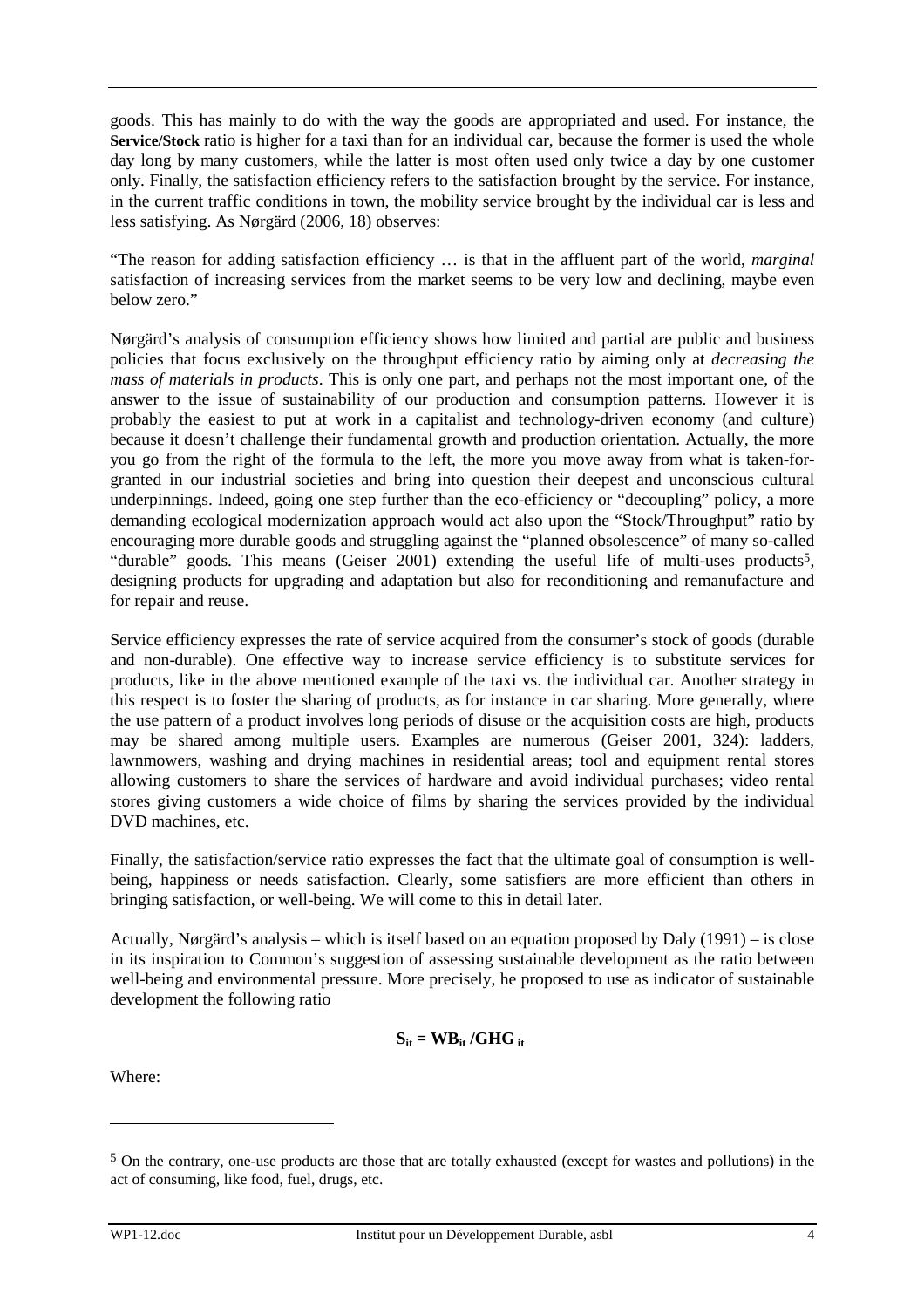goods. This has mainly to do with the way the goods are appropriated and used. For instance, the **Service/Stock** ratio is higher for a taxi than for an individual car, because the former is used the whole day long by many customers, while the latter is most often used only twice a day by one customer only. Finally, the satisfaction efficiency refers to the satisfaction brought by the service. For instance, in the current traffic conditions in town, the mobility service brought by the individual car is less and less satisfying. As Nørgärd (2006, 18) observes:

"The reason for adding satisfaction efficiency … is that in the affluent part of the world, *marginal* satisfaction of increasing services from the market seems to be very low and declining, maybe even below zero."

Nørgärd's analysis of consumption efficiency shows how limited and partial are public and business policies that focus exclusively on the throughput efficiency ratio by aiming only at *decreasing the mass of materials in products*. This is only one part, and perhaps not the most important one, of the answer to the issue of sustainability of our production and consumption patterns. However it is probably the easiest to put at work in a capitalist and technology-driven economy (and culture) because it doesn't challenge their fundamental growth and production orientation. Actually, the more you go from the right of the formula to the left, the more you move away from what is taken-for-granted in our industrial societies and bring into question their deepest and unconscious cultural underpinnings. Indeed, going one step further than the eco-efficiency or "decoupling" policy, a more demanding ecological modernization approach would act also upon the "Stock/Throughput" ratio by encouraging more durable goods and struggling against the "planned obsolescence" of many so-called "durable" goods. This means (Geiser 2001) extending the useful life of multi-uses products[5], designing products for upgrading and adaptation but also for reconditioning and remanufacture and for repair and reuse.

Service efficiency expresses the rate of service acquired from the consumer's stock of goods (durable and non-durable). One effective way to increase service efficiency is to substitute services for products, like in the above mentioned example of the taxi vs. the individual car. Another strategy in this respect is to foster the sharing of products, as for instance in car sharing. More generally, where the use pattern of a product involves long periods of disuse or the acquisition costs are high, products may be shared among multiple users. Examples are numerous (Geiser 2001, 324): ladders, lawnmowers, washing and drying machines in residential areas; tool and equipment rental stores allowing customers to share the services of hardware and avoid individual purchases; video rental stores giving customers a wide choice of films by sharing the services provided by the individual DVD machines, etc.

Finally, the satisfaction/service ratio expresses the fact that the ultimate goal of consumption is well-being, happiness or needs satisfaction. Clearly, some satisfiers are more efficient than others in bringing satisfaction, or well-being. We will come to this in detail later.

Actually, Nørgärd's analysis – which is itself based on an equation proposed by Daly (1991) – is close in its inspiration to Common's suggestion of assessing sustainable development as the ratio between well-being and environmental pressure. More precisely, he proposed to use as indicator of sustainable development the following ratio

$$\mathbf{S_{it} = WB_{it} / GHG_{it}}$$

Where:

[5] On the contrary, one-use products are those that are totally exhausted (except for wastes and pollutions) in the act of consuming, like food, fuel, drugs, etc.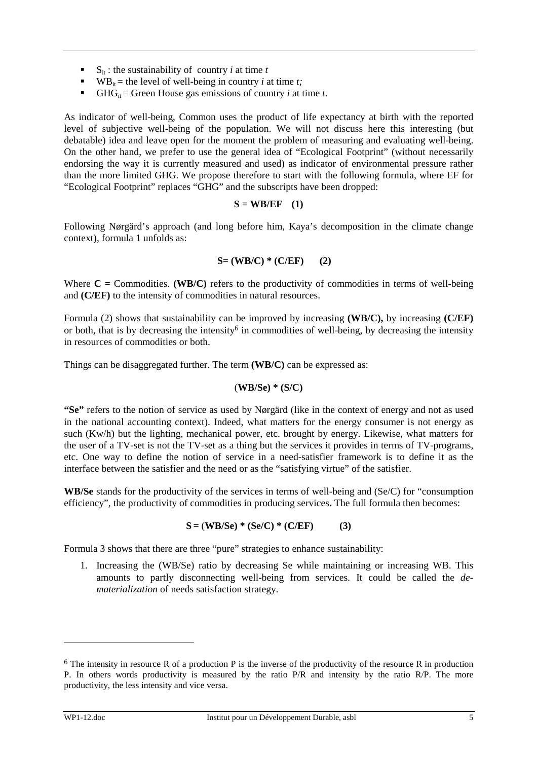- $S_{it}$ : the sustainability of country *i* at time *t*
- $WB_{it}$ = the level of well-being in country *i* at time *t;*
- $GHG_{it}$ = Green House gas emissions of country *i* at time *t*.

As indicator of well-being, Common uses the product of life expectancy at birth with the reported level of subjective well-being of the population. We will not discuss here this interesting (but debatable) idea and leave open for the moment the problem of measuring and evaluating well-being. On the other hand, we prefer to use the general idea of "Ecological Footprint" (without necessarily endorsing the way it is currently measured and used) as indicator of environmental pressure rather than the more limited GHG. We propose therefore to start with the following formula, where EF for "Ecological Footprint" replaces "GHG" and the subscripts have been dropped:

$$\mathbf{S = WB/EF} \quad \mathbf{(1)}$$

Following Nørgärd's approach (and long before him, Kaya's decomposition in the climate change context), formula 1 unfolds as:

$$\mathbf{S = (WB/C) * (C/EF)} \quad \mathbf{(2)}$$

Where **C** = Commodities. **(WB/C)** refers to the productivity of commodities in terms of well-being and **(C/EF)** to the intensity of commodities in natural resources.

Formula (2) shows that sustainability can be improved by increasing **(WB/C),** by increasing **(C/EF)** or both, that is by decreasing the intensity[6] in commodities of well-being, by decreasing the intensity in resources of commodities or both.

Things can be disaggregated further. The term **(WB/C)** can be expressed as:

$$\mathbf{(WB/Se) * (S/C)}$$

**"Se"** refers to the notion of service as used by Nørgärd (like in the context of energy and not as used in the national accounting context). Indeed, what matters for the energy consumer is not energy as such (Kw/h) but the lighting, mechanical power, etc. brought by energy. Likewise, what matters for the user of a TV-set is not the TV-set as a thing but the services it provides in terms of TV-programs, etc. One way to define the notion of service in a need-satisfier framework is to define it as the interface between the satisfier and the need or as the "satisfying virtue" of the satisfier.

**WB/Se** stands for the productivity of the services in terms of well-being and (Se/C) for "consumption efficiency", the productivity of commodities in producing services**.** The full formula then becomes:

$$\mathbf{S = (WB/Se) * (Se/C) * (C/EF)} \quad \mathbf{(3)}$$

Formula 3 shows that there are three "pure" strategies to enhance sustainability:

1. Increasing the (WB/Se) ratio by decreasing Se while maintaining or increasing WB. This amounts to partly disconnecting well-being from services. It could be called the *de-materialization* of needs satisfaction strategy.

---

[6] The intensity in resource R of a production P is the inverse of the productivity of the resource R in production P. In others words productivity is measured by the ratio P/R and intensity by the ratio R/P. The more productivity, the less intensity and vice versa.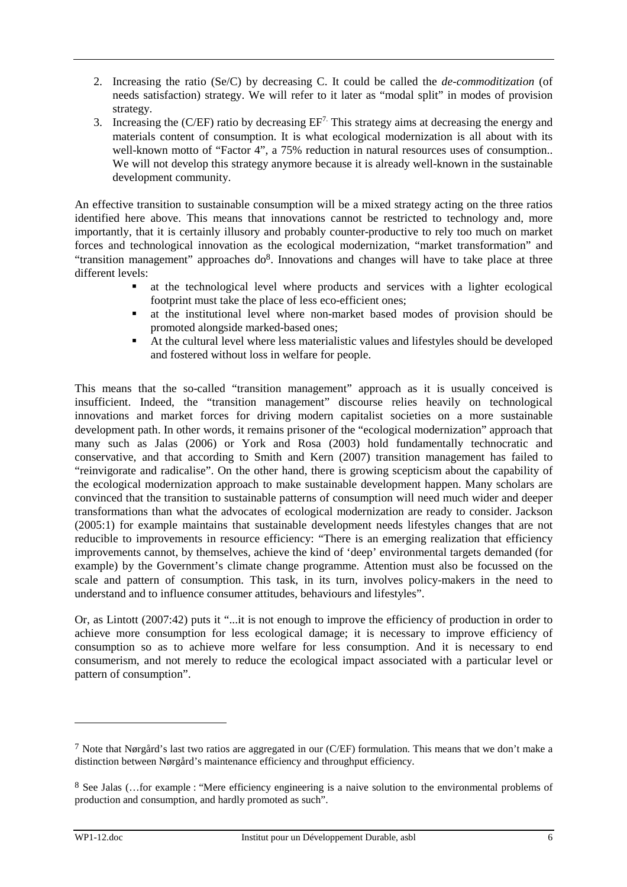2. Increasing the ratio (Se/C) by decreasing C. It could be called the *de-commoditization* (of needs satisfaction) strategy. We will refer to it later as "modal split" in modes of provision strategy.
3. Increasing the (C/EF) ratio by decreasing EF[7]. This strategy aims at decreasing the energy and materials content of consumption. It is what ecological modernization is all about with its well-known motto of "Factor 4", a 75% reduction in natural resources uses of consumption.. We will not develop this strategy anymore because it is already well-known in the sustainable development community.

An effective transition to sustainable consumption will be a mixed strategy acting on the three ratios identified here above. This means that innovations cannot be restricted to technology and, more importantly, that it is certainly illusory and probably counter-productive to rely too much on market forces and technological innovation as the ecological modernization, "market transformation" and "transition management" approaches do[8]. Innovations and changes will have to take place at three different levels:

- at the technological level where products and services with a lighter ecological footprint must take the place of less eco-efficient ones;
- at the institutional level where non-market based modes of provision should be promoted alongside marked-based ones;
- At the cultural level where less materialistic values and lifestyles should be developed and fostered without loss in welfare for people.

This means that the so-called "transition management" approach as it is usually conceived is insufficient. Indeed, the "transition management" discourse relies heavily on technological innovations and market forces for driving modern capitalist societies on a more sustainable development path. In other words, it remains prisoner of the "ecological modernization" approach that many such as Jalas (2006) or York and Rosa (2003) hold fundamentally technocratic and conservative, and that according to Smith and Kern (2007) transition management has failed to "reinvigorate and radicalise". On the other hand, there is growing scepticism about the capability of the ecological modernization approach to make sustainable development happen. Many scholars are convinced that the transition to sustainable patterns of consumption will need much wider and deeper transformations than what the advocates of ecological modernization are ready to consider. Jackson (2005:1) for example maintains that sustainable development needs lifestyles changes that are not reducible to improvements in resource efficiency: "There is an emerging realization that efficiency improvements cannot, by themselves, achieve the kind of 'deep' environmental targets demanded (for example) by the Government's climate change programme. Attention must also be focussed on the scale and pattern of consumption. This task, in its turn, involves policy-makers in the need to understand and to influence consumer attitudes, behaviours and lifestyles".

Or, as Lintott (2007:42) puts it "...it is not enough to improve the efficiency of production in order to achieve more consumption for less ecological damage; it is necessary to improve efficiency of consumption so as to achieve more welfare for less consumption. And it is necessary to end consumerism, and not merely to reduce the ecological impact associated with a particular level or pattern of consumption".

---

[7] Note that Nørgård's last two ratios are aggregated in our (C/EF) formulation. This means that we don't make a distinction between Nørgård's maintenance efficiency and throughput efficiency.

[8] See Jalas (…for example : "Mere efficiency engineering is a naive solution to the environmental problems of production and consumption, and hardly promoted as such".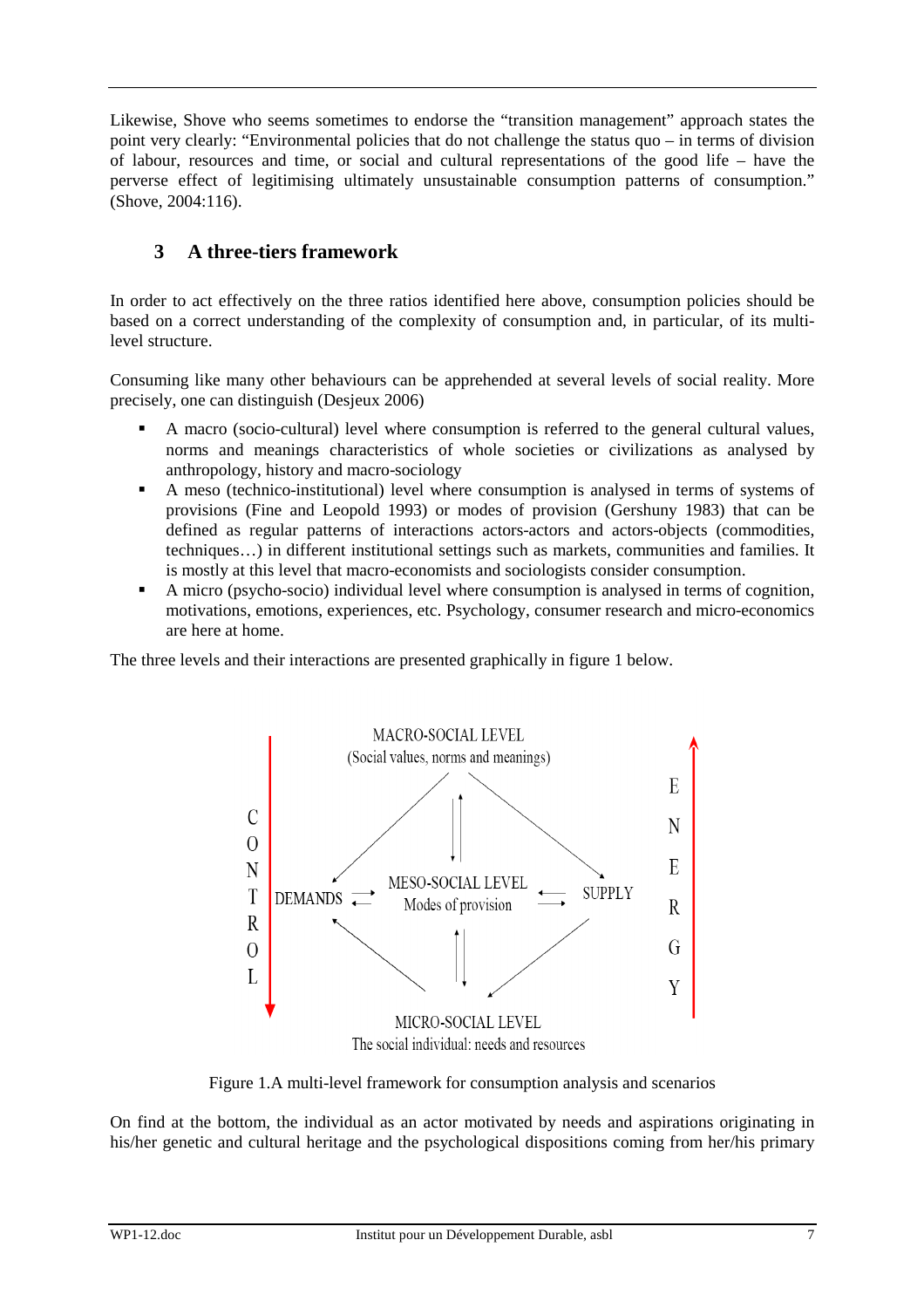Likewise, Shove who seems sometimes to endorse the "transition management" approach states the point very clearly: "Environmental policies that do not challenge the status quo – in terms of division of labour, resources and time, or social and cultural representations of the good life – have the perverse effect of legitimising ultimately unsustainable consumption patterns of consumption." (Shove, 2004:116).

## 3 A three-tiers framework

In order to act effectively on the three ratios identified here above, consumption policies should be based on a correct understanding of the complexity of consumption and, in particular, of its multi-level structure.

Consuming like many other behaviours can be apprehended at several levels of social reality. More precisely, one can distinguish (Desjeux 2006)

- A macro (socio-cultural) level where consumption is referred to the general cultural values, norms and meanings characteristics of whole societies or civilizations as analysed by anthropology, history and macro-sociology
- A meso (technico-institutional) level where consumption is analysed in terms of systems of provisions (Fine and Leopold 1993) or modes of provision (Gershuny 1983) that can be defined as regular patterns of interactions actors-actors and actors-objects (commodities, techniques…) in different institutional settings such as markets, communities and families. It is mostly at this level that macro-economists and sociologists consider consumption.
- A micro (psycho-socio) individual level where consumption is analysed in terms of cognition, motivations, emotions, experiences, etc. Psychology, consumer research and micro-economics are here at home.

The three levels and their interactions are presented graphically in figure 1 below.

MACRO-SOCIAL LEVEL
(Social values, norms and meanings)

CONTROL

DEMANDS

MESO-SOCIAL LEVEL
Modes of provision

SUPPLY

ENERGY

MICRO-SOCIAL LEVEL
The social individual: needs and resources

Figure 1.A multi-level framework for consumption analysis and scenarios

On find at the bottom, the individual as an actor motivated by needs and aspirations originating in his/her genetic and cultural heritage and the psychological dispositions coming from her/his primary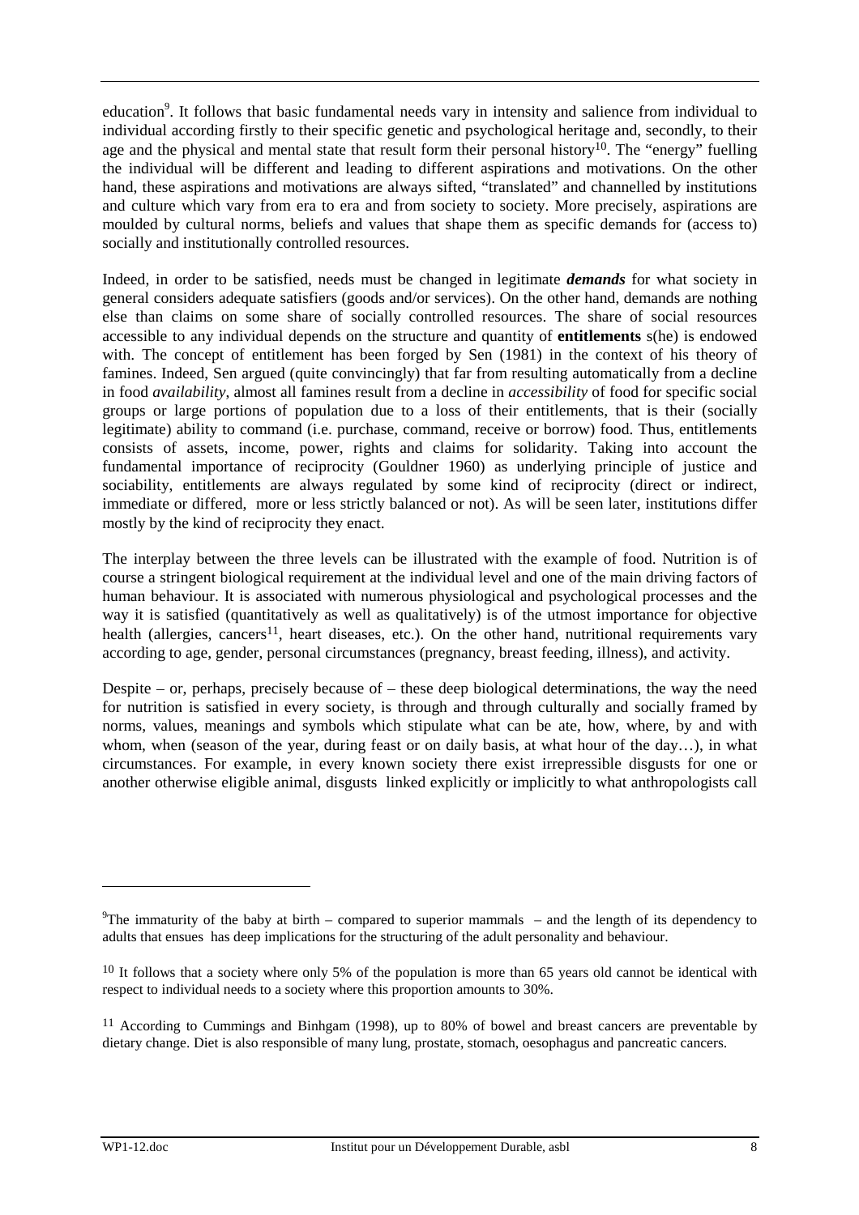education[9]. It follows that basic fundamental needs vary in intensity and salience from individual to individual according firstly to their specific genetic and psychological heritage and, secondly, to their age and the physical and mental state that result form their personal history[10]. The "energy" fuelling the individual will be different and leading to different aspirations and motivations. On the other hand, these aspirations and motivations are always sifted, "translated" and channelled by institutions and culture which vary from era to era and from society to society. More precisely, aspirations are moulded by cultural norms, beliefs and values that shape them as specific demands for (access to) socially and institutionally controlled resources.

Indeed, in order to be satisfied, needs must be changed in legitimate ***demands*** for what society in general considers adequate satisfiers (goods and/or services). On the other hand, demands are nothing else than claims on some share of socially controlled resources. The share of social resources accessible to any individual depends on the structure and quantity of **entitlements** s(he) is endowed with. The concept of entitlement has been forged by Sen (1981) in the context of his theory of famines. Indeed, Sen argued (quite convincingly) that far from resulting automatically from a decline in food *availability*, almost all famines result from a decline in *accessibility* of food for specific social groups or large portions of population due to a loss of their entitlements, that is their (socially legitimate) ability to command (i.e. purchase, command, receive or borrow) food. Thus, entitlements consists of assets, income, power, rights and claims for solidarity. Taking into account the fundamental importance of reciprocity (Gouldner 1960) as underlying principle of justice and sociability, entitlements are always regulated by some kind of reciprocity (direct or indirect, immediate or differed, more or less strictly balanced or not). As will be seen later, institutions differ mostly by the kind of reciprocity they enact.

The interplay between the three levels can be illustrated with the example of food. Nutrition is of course a stringent biological requirement at the individual level and one of the main driving factors of human behaviour. It is associated with numerous physiological and psychological processes and the way it is satisfied (quantitatively as well as qualitatively) is of the utmost importance for objective health (allergies, cancers[11], heart diseases, etc.). On the other hand, nutritional requirements vary according to age, gender, personal circumstances (pregnancy, breast feeding, illness), and activity.

Despite – or, perhaps, precisely because of – these deep biological determinations, the way the need for nutrition is satisfied in every society, is through and through culturally and socially framed by norms, values, meanings and symbols which stipulate what can be ate, how, where, by and with whom, when (season of the year, during feast or on daily basis, at what hour of the day…), in what circumstances. For example, in every known society there exist irrepressible disgusts for one or another otherwise eligible animal, disgusts linked explicitly or implicitly to what anthropologists call

---

[9] The immaturity of the baby at birth – compared to superior mammals – and the length of its dependency to adults that ensues has deep implications for the structuring of the adult personality and behaviour.

[10] It follows that a society where only 5% of the population is more than 65 years old cannot be identical with respect to individual needs to a society where this proportion amounts to 30%.

[11] According to Cummings and Binhgam (1998), up to 80% of bowel and breast cancers are preventable by dietary change. Diet is also responsible of many lung, prostate, stomach, oesophagus and pancreatic cancers.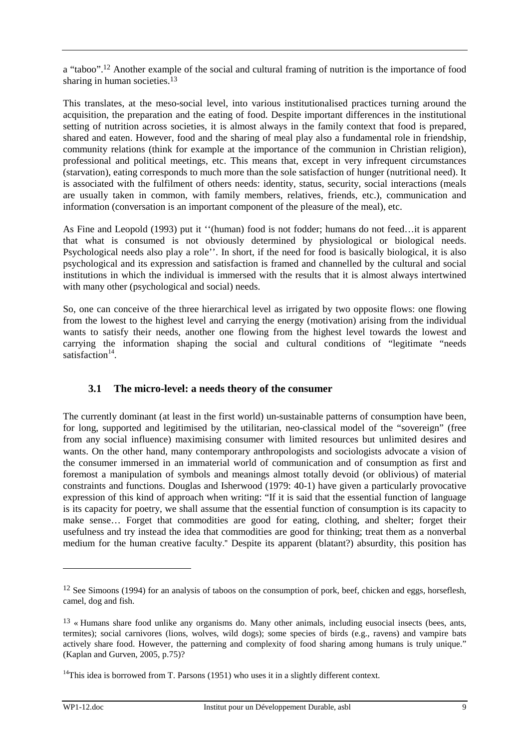a "taboo".[12] Another example of the social and cultural framing of nutrition is the importance of food sharing in human societies.[13]

This translates, at the meso-social level, into various institutionalised practices turning around the acquisition, the preparation and the eating of food. Despite important differences in the institutional setting of nutrition across societies, it is almost always in the family context that food is prepared, shared and eaten. However, food and the sharing of meal play also a fundamental role in friendship, community relations (think for example at the importance of the communion in Christian religion), professional and political meetings, etc. This means that, except in very infrequent circumstances (starvation), eating corresponds to much more than the sole satisfaction of hunger (nutritional need). It is associated with the fulfilment of others needs: identity, status, security, social interactions (meals are usually taken in common, with family members, relatives, friends, etc.), communication and information (conversation is an important component of the pleasure of the meal), etc.

As Fine and Leopold (1993) put it ''(human) food is not fodder; humans do not feed…it is apparent that what is consumed is not obviously determined by physiological or biological needs. Psychological needs also play a role''. In short, if the need for food is basically biological, it is also psychological and its expression and satisfaction is framed and channelled by the cultural and social institutions in which the individual is immersed with the results that it is almost always intertwined with many other (psychological and social) needs.

So, one can conceive of the three hierarchical level as irrigated by two opposite flows: one flowing from the lowest to the highest level and carrying the energy (motivation) arising from the individual wants to satisfy their needs, another one flowing from the highest level towards the lowest and carrying the information shaping the social and cultural conditions of "legitimate "needs satisfaction[14].

## 3.1 The micro-level: a needs theory of the consumer

The currently dominant (at least in the first world) un-sustainable patterns of consumption have been, for long, supported and legitimised by the utilitarian, neo-classical model of the "sovereign" (free from any social influence) maximising consumer with limited resources but unlimited desires and wants. On the other hand, many contemporary anthropologists and sociologists advocate a vision of the consumer immersed in an immaterial world of communication and of consumption as first and foremost a manipulation of symbols and meanings almost totally devoid (or oblivious) of material constraints and functions. Douglas and Isherwood (1979: 40-1) have given a particularly provocative expression of this kind of approach when writing: "If it is said that the essential function of language is its capacity for poetry, we shall assume that the essential function of consumption is its capacity to make sense… Forget that commodities are good for eating, clothing, and shelter; forget their usefulness and try instead the idea that commodities are good for thinking; treat them as a nonverbal medium for the human creative faculty." Despite its apparent (blatant?) absurdity, this position has

---

[12] See Simoons (1994) for an analysis of taboos on the consumption of pork, beef, chicken and eggs, horseflesh, camel, dog and fish.

[13] « Humans share food unlike any organisms do. Many other animals, including eusocial insects (bees, ants, termites); social carnivores (lions, wolves, wild dogs); some species of birds (e.g., ravens) and vampire bats actively share food. However, the patterning and complexity of food sharing among humans is truly unique." (Kaplan and Gurven, 2005, p.75)?

[14] This idea is borrowed from T. Parsons (1951) who uses it in a slightly different context.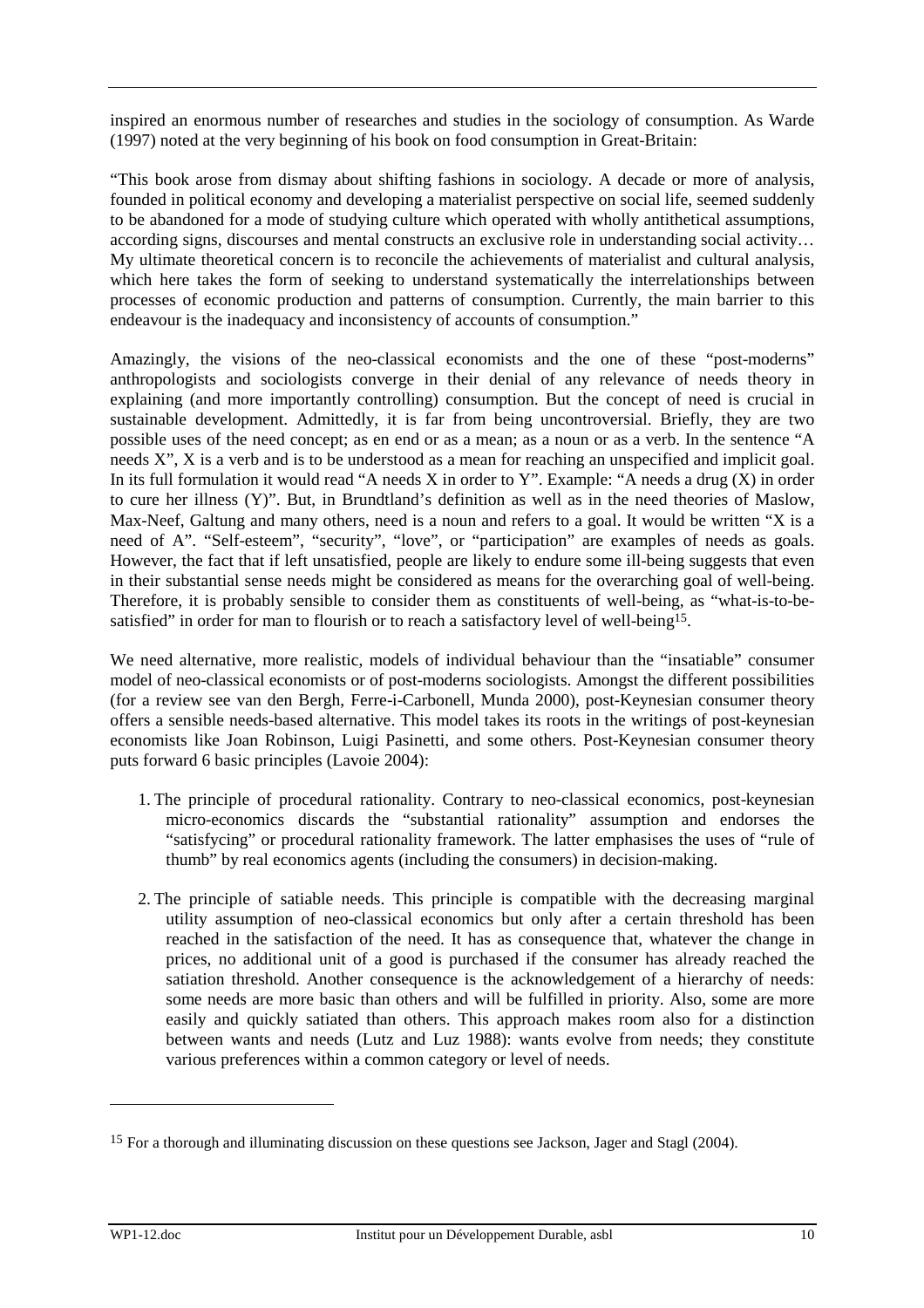inspired an enormous number of researches and studies in the sociology of consumption. As Warde (1997) noted at the very beginning of his book on food consumption in Great-Britain:

"This book arose from dismay about shifting fashions in sociology. A decade or more of analysis, founded in political economy and developing a materialist perspective on social life, seemed suddenly to be abandoned for a mode of studying culture which operated with wholly antithetical assumptions, according signs, discourses and mental constructs an exclusive role in understanding social activity… My ultimate theoretical concern is to reconcile the achievements of materialist and cultural analysis, which here takes the form of seeking to understand systematically the interrelationships between processes of economic production and patterns of consumption. Currently, the main barrier to this endeavour is the inadequacy and inconsistency of accounts of consumption."

Amazingly, the visions of the neo-classical economists and the one of these "post-moderns" anthropologists and sociologists converge in their denial of any relevance of needs theory in explaining (and more importantly controlling) consumption. But the concept of need is crucial in sustainable development. Admittedly, it is far from being uncontroversial. Briefly, they are two possible uses of the need concept; as en end or as a mean; as a noun or as a verb. In the sentence "A needs X", X is a verb and is to be understood as a mean for reaching an unspecified and implicit goal. In its full formulation it would read "A needs X in order to Y". Example: "A needs a drug (X) in order to cure her illness (Y)". But, in Brundtland's definition as well as in the need theories of Maslow, Max-Neef, Galtung and many others, need is a noun and refers to a goal. It would be written "X is a need of A". "Self-esteem", "security", "love", or "participation" are examples of needs as goals. However, the fact that if left unsatisfied, people are likely to endure some ill-being suggests that even in their substantial sense needs might be considered as means for the overarching goal of well-being. Therefore, it is probably sensible to consider them as constituents of well-being, as "what-is-to-be-satisfied" in order for man to flourish or to reach a satisfactory level of well-being[15].

We need alternative, more realistic, models of individual behaviour than the "insatiable" consumer model of neo-classical economists or of post-moderns sociologists. Amongst the different possibilities (for a review see van den Bergh, Ferre-i-Carbonell, Munda 2000), post-Keynesian consumer theory offers a sensible needs-based alternative. This model takes its roots in the writings of post-keynesian economists like Joan Robinson, Luigi Pasinetti, and some others. Post-Keynesian consumer theory puts forward 6 basic principles (Lavoie 2004):

1. The principle of procedural rationality. Contrary to neo-classical economics, post-keynesian micro-economics discards the "substantial rationality" assumption and endorses the "satisfycing" or procedural rationality framework. The latter emphasises the uses of "rule of thumb" by real economics agents (including the consumers) in decision-making.

2. The principle of satiable needs. This principle is compatible with the decreasing marginal utility assumption of neo-classical economics but only after a certain threshold has been reached in the satisfaction of the need. It has as consequence that, whatever the change in prices, no additional unit of a good is purchased if the consumer has already reached the satiation threshold. Another consequence is the acknowledgement of a hierarchy of needs: some needs are more basic than others and will be fulfilled in priority. Also, some are more easily and quickly satiated than others. This approach makes room also for a distinction between wants and needs (Lutz and Luz 1988): wants evolve from needs; they constitute various preferences within a common category or level of needs.

---

[15] For a thorough and illuminating discussion on these questions see Jackson, Jager and Stagl (2004).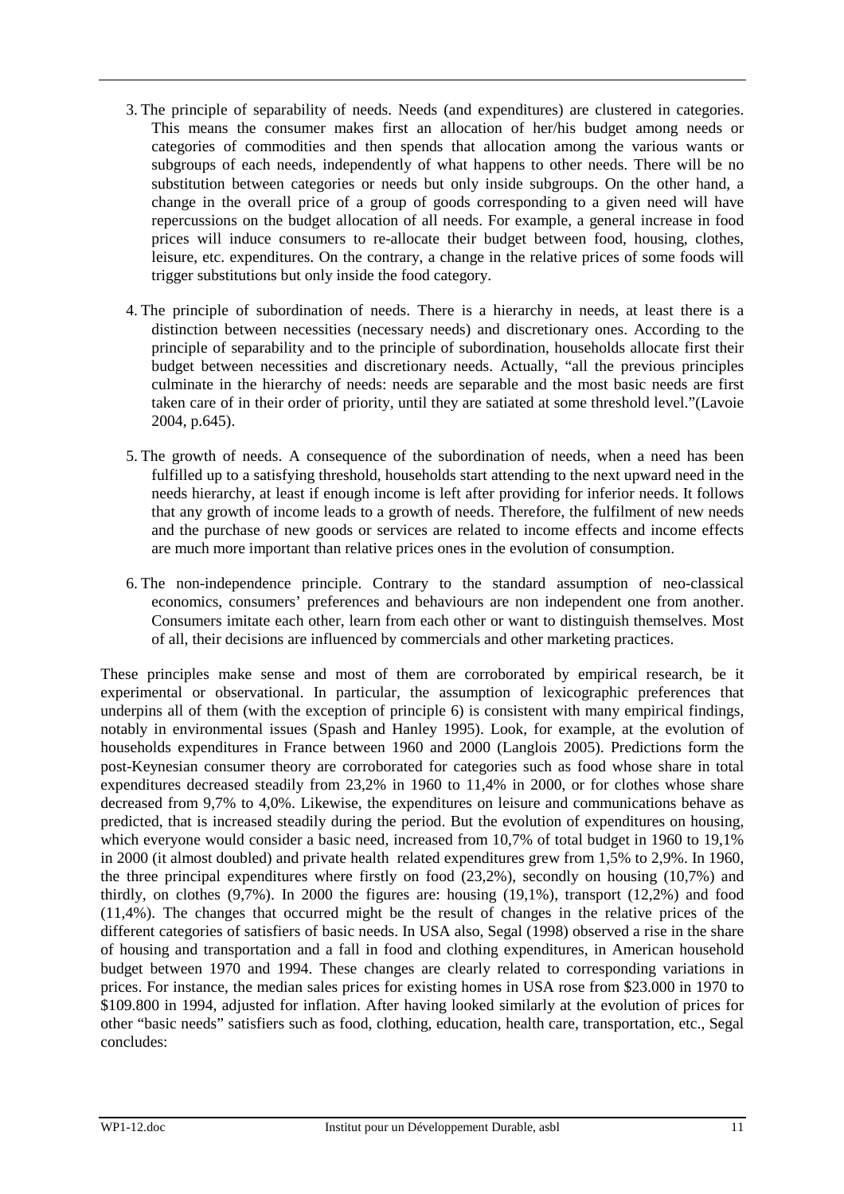3. The principle of separability of needs. Needs (and expenditures) are clustered in categories. This means the consumer makes first an allocation of her/his budget among needs or categories of commodities and then spends that allocation among the various wants or subgroups of each needs, independently of what happens to other needs. There will be no substitution between categories or needs but only inside subgroups. On the other hand, a change in the overall price of a group of goods corresponding to a given need will have repercussions on the budget allocation of all needs. For example, a general increase in food prices will induce consumers to re-allocate their budget between food, housing, clothes, leisure, etc. expenditures. On the contrary, a change in the relative prices of some foods will trigger substitutions but only inside the food category.

4. The principle of subordination of needs. There is a hierarchy in needs, at least there is a distinction between necessities (necessary needs) and discretionary ones. According to the principle of separability and to the principle of subordination, households allocate first their budget between necessities and discretionary needs. Actually, "all the previous principles culminate in the hierarchy of needs: needs are separable and the most basic needs are first taken care of in their order of priority, until they are satiated at some threshold level."(Lavoie 2004, p.645).

5. The growth of needs. A consequence of the subordination of needs, when a need has been fulfilled up to a satisfying threshold, households start attending to the next upward need in the needs hierarchy, at least if enough income is left after providing for inferior needs. It follows that any growth of income leads to a growth of needs. Therefore, the fulfilment of new needs and the purchase of new goods or services are related to income effects and income effects are much more important than relative prices ones in the evolution of consumption.

6. The non-independence principle. Contrary to the standard assumption of neo-classical economics, consumers' preferences and behaviours are non independent one from another. Consumers imitate each other, learn from each other or want to distinguish themselves. Most of all, their decisions are influenced by commercials and other marketing practices.

These principles make sense and most of them are corroborated by empirical research, be it experimental or observational. In particular, the assumption of lexicographic preferences that underpins all of them (with the exception of principle 6) is consistent with many empirical findings, notably in environmental issues (Spash and Hanley 1995). Look, for example, at the evolution of households expenditures in France between 1960 and 2000 (Langlois 2005). Predictions form the post-Keynesian consumer theory are corroborated for categories such as food whose share in total expenditures decreased steadily from 23,2% in 1960 to 11,4% in 2000, or for clothes whose share decreased from 9,7% to 4,0%. Likewise, the expenditures on leisure and communications behave as predicted, that is increased steadily during the period. But the evolution of expenditures on housing, which everyone would consider a basic need, increased from 10,7% of total budget in 1960 to 19,1% in 2000 (it almost doubled) and private health related expenditures grew from 1,5% to 2,9%. In 1960, the three principal expenditures where firstly on food (23,2%), secondly on housing (10,7%) and thirdly, on clothes (9,7%). In 2000 the figures are: housing (19,1%), transport (12,2%) and food (11,4%). The changes that occurred might be the result of changes in the relative prices of the different categories of satisfiers of basic needs. In USA also, Segal (1998) observed a rise in the share of housing and transportation and a fall in food and clothing expenditures, in American household budget between 1970 and 1994. These changes are clearly related to corresponding variations in prices. For instance, the median sales prices for existing homes in USA rose from \$23.000 in 1970 to \$109.800 in 1994, adjusted for inflation. After having looked similarly at the evolution of prices for other "basic needs" satisfiers such as food, clothing, education, health care, transportation, etc., Segal concludes: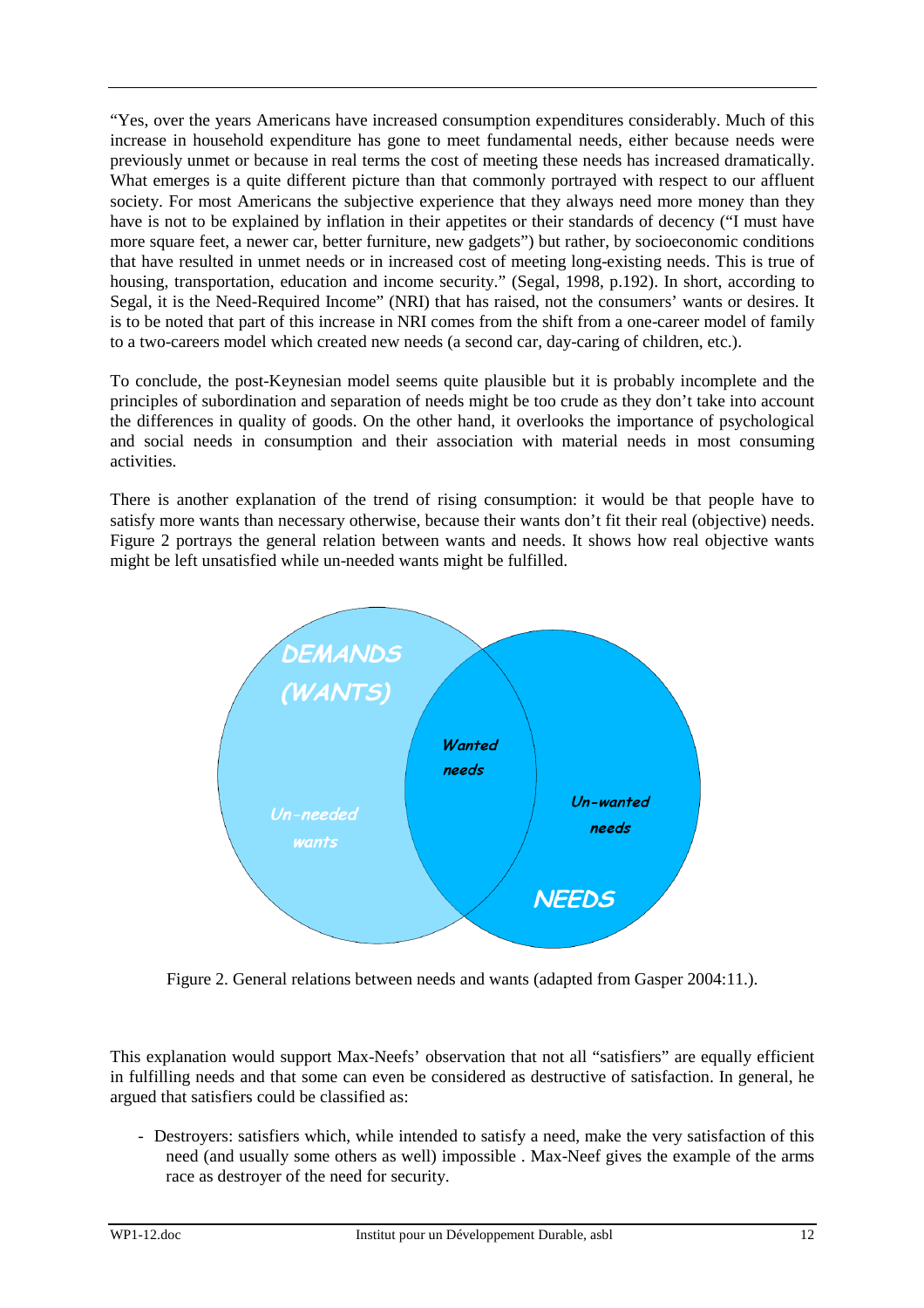"Yes, over the years Americans have increased consumption expenditures considerably. Much of this increase in household expenditure has gone to meet fundamental needs, either because needs were previously unmet or because in real terms the cost of meeting these needs has increased dramatically. What emerges is a quite different picture than that commonly portrayed with respect to our affluent society. For most Americans the subjective experience that they always need more money than they have is not to be explained by inflation in their appetites or their standards of decency ("I must have more square feet, a newer car, better furniture, new gadgets") but rather, by socioeconomic conditions that have resulted in unmet needs or in increased cost of meeting long-existing needs. This is true of housing, transportation, education and income security." (Segal, 1998, p.192). In short, according to Segal, it is the Need-Required Income" (NRI) that has raised, not the consumers' wants or desires. It is to be noted that part of this increase in NRI comes from the shift from a one-career model of family to a two-careers model which created new needs (a second car, day-caring of children, etc.).

To conclude, the post-Keynesian model seems quite plausible but it is probably incomplete and the principles of subordination and separation of needs might be too crude as they don't take into account the differences in quality of goods. On the other hand, it overlooks the importance of psychological and social needs in consumption and their association with material needs in most consuming activities.

There is another explanation of the trend of rising consumption: it would be that people have to satisfy more wants than necessary otherwise, because their wants don't fit their real (objective) needs. Figure 2 portrays the general relation between wants and needs. It shows how real objective wants might be left unsatisfied while un-needed wants might be fulfilled.

DEMANDS (WANTS) — Un-needed wants — Wanted needs — Un-wanted needs — NEEDS

Figure 2. General relations between needs and wants (adapted from Gasper 2004:11.).

This explanation would support Max-Neefs' observation that not all "satisfiers" are equally efficient in fulfilling needs and that some can even be considered as destructive of satisfaction. In general, he argued that satisfiers could be classified as:

- Destroyers: satisfiers which, while intended to satisfy a need, make the very satisfaction of this need (and usually some others as well) impossible . Max-Neef gives the example of the arms race as destroyer of the need for security.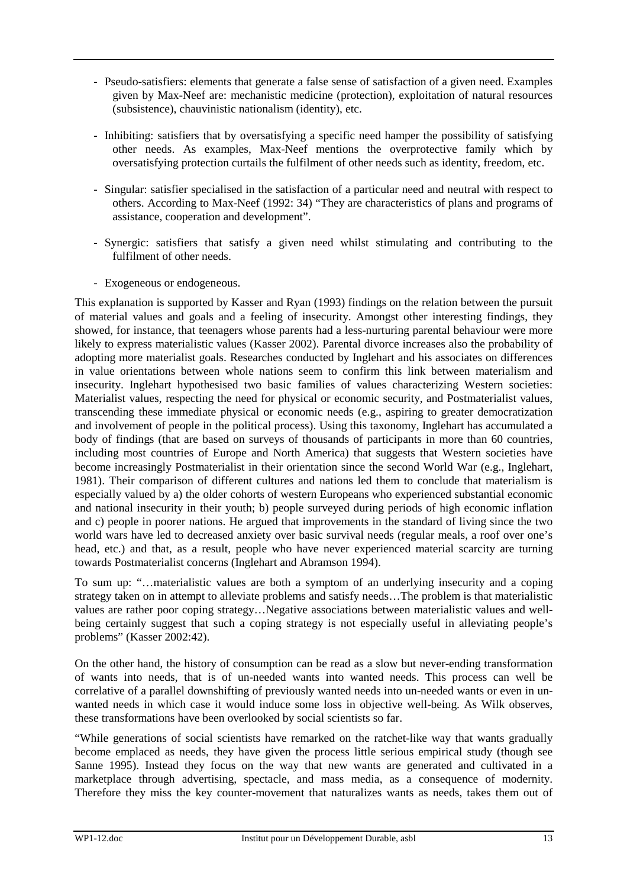- Pseudo-satisfiers: elements that generate a false sense of satisfaction of a given need. Examples given by Max-Neef are: mechanistic medicine (protection), exploitation of natural resources (subsistence), chauvinistic nationalism (identity), etc.

- Inhibiting: satisfiers that by oversatisfying a specific need hamper the possibility of satisfying other needs. As examples, Max-Neef mentions the overprotective family which by oversatisfying protection curtails the fulfilment of other needs such as identity, freedom, etc.

- Singular: satisfier specialised in the satisfaction of a particular need and neutral with respect to others. According to Max-Neef (1992: 34) "They are characteristics of plans and programs of assistance, cooperation and development".

- Synergic: satisfiers that satisfy a given need whilst stimulating and contributing to the fulfilment of other needs.

- Exogeneous or endogeneous.

This explanation is supported by Kasser and Ryan (1993) findings on the relation between the pursuit of material values and goals and a feeling of insecurity. Amongst other interesting findings, they showed, for instance, that teenagers whose parents had a less-nurturing parental behaviour were more likely to express materialistic values (Kasser 2002). Parental divorce increases also the probability of adopting more materialist goals. Researches conducted by Inglehart and his associates on differences in value orientations between whole nations seem to confirm this link between materialism and insecurity. Inglehart hypothesised two basic families of values characterizing Western societies: Materialist values, respecting the need for physical or economic security, and Postmaterialist values, transcending these immediate physical or economic needs (e.g., aspiring to greater democratization and involvement of people in the political process). Using this taxonomy, Inglehart has accumulated a body of findings (that are based on surveys of thousands of participants in more than 60 countries, including most countries of Europe and North America) that suggests that Western societies have become increasingly Postmaterialist in their orientation since the second World War (e.g., Inglehart, 1981). Their comparison of different cultures and nations led them to conclude that materialism is especially valued by a) the older cohorts of western Europeans who experienced substantial economic and national insecurity in their youth; b) people surveyed during periods of high economic inflation and c) people in poorer nations. He argued that improvements in the standard of living since the two world wars have led to decreased anxiety over basic survival needs (regular meals, a roof over one's head, etc.) and that, as a result, people who have never experienced material scarcity are turning towards Postmaterialist concerns (Inglehart and Abramson 1994).

To sum up: "…materialistic values are both a symptom of an underlying insecurity and a coping strategy taken on in attempt to alleviate problems and satisfy needs…The problem is that materialistic values are rather poor coping strategy…Negative associations between materialistic values and well-being certainly suggest that such a coping strategy is not especially useful in alleviating people's problems" (Kasser 2002:42).

On the other hand, the history of consumption can be read as a slow but never-ending transformation of wants into needs, that is of un-needed wants into wanted needs. This process can well be correlative of a parallel downshifting of previously wanted needs into un-needed wants or even in un-wanted needs in which case it would induce some loss in objective well-being. As Wilk observes, these transformations have been overlooked by social scientists so far.

"While generations of social scientists have remarked on the ratchet-like way that wants gradually become emplaced as needs, they have given the process little serious empirical study (though see Sanne 1995). Instead they focus on the way that new wants are generated and cultivated in a marketplace through advertising, spectacle, and mass media, as a consequence of modernity. Therefore they miss the key counter-movement that naturalizes wants as needs, takes them out of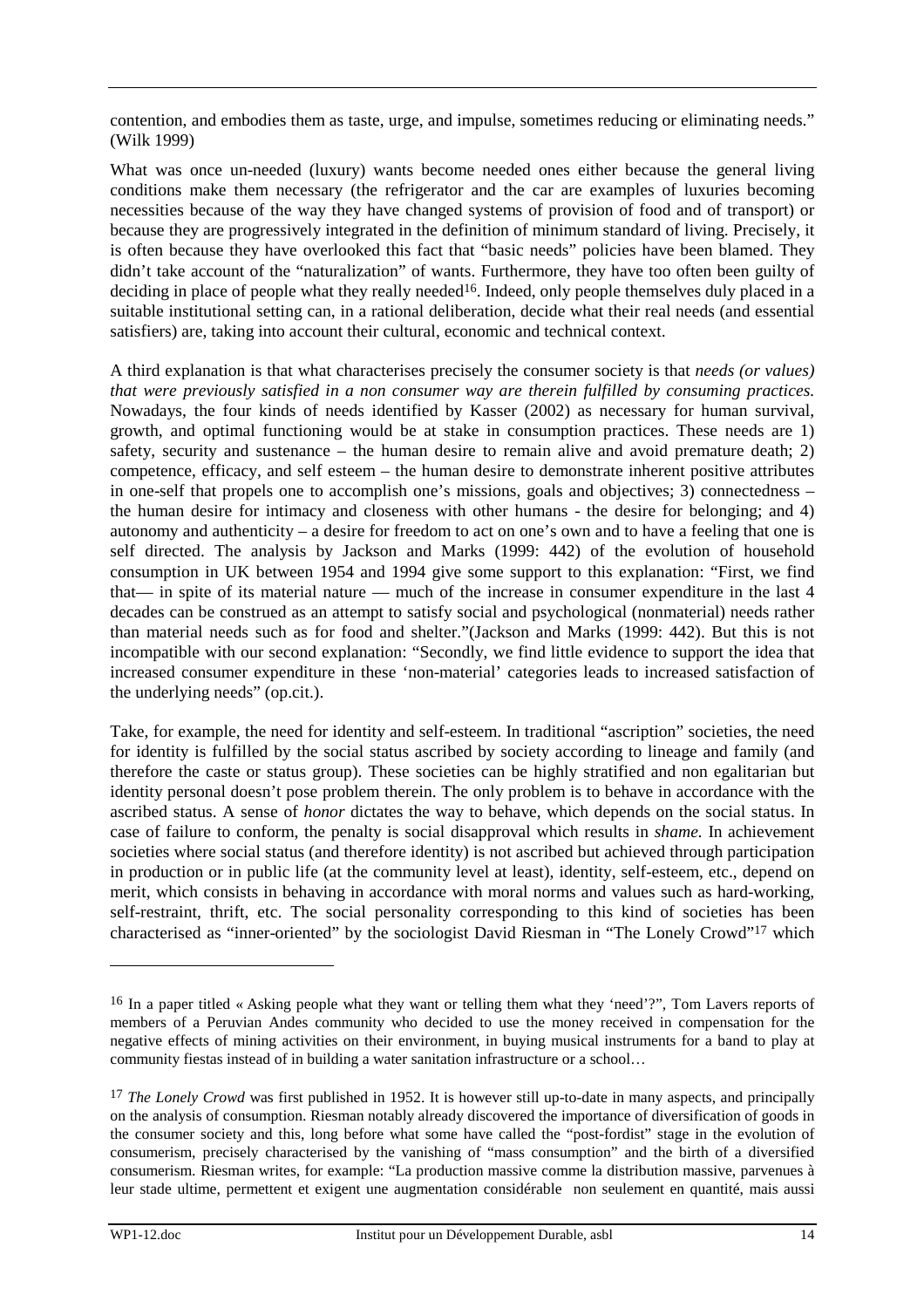contention, and embodies them as taste, urge, and impulse, sometimes reducing or eliminating needs." (Wilk 1999)

What was once un-needed (luxury) wants become needed ones either because the general living conditions make them necessary (the refrigerator and the car are examples of luxuries becoming necessities because of the way they have changed systems of provision of food and of transport) or because they are progressively integrated in the definition of minimum standard of living. Precisely, it is often because they have overlooked this fact that "basic needs" policies have been blamed. They didn't take account of the "naturalization" of wants. Furthermore, they have too often been guilty of deciding in place of people what they really needed[16]. Indeed, only people themselves duly placed in a suitable institutional setting can, in a rational deliberation, decide what their real needs (and essential satisfiers) are, taking into account their cultural, economic and technical context.

A third explanation is that what characterises precisely the consumer society is that *needs (or values) that were previously satisfied in a non consumer way are therein fulfilled by consuming practices.* Nowadays, the four kinds of needs identified by Kasser (2002) as necessary for human survival, growth, and optimal functioning would be at stake in consumption practices. These needs are 1) safety, security and sustenance – the human desire to remain alive and avoid premature death; 2) competence, efficacy, and self esteem – the human desire to demonstrate inherent positive attributes in one-self that propels one to accomplish one's missions, goals and objectives; 3) connectedness – the human desire for intimacy and closeness with other humans - the desire for belonging; and 4) autonomy and authenticity – a desire for freedom to act on one's own and to have a feeling that one is self directed. The analysis by Jackson and Marks (1999: 442) of the evolution of household consumption in UK between 1954 and 1994 give some support to this explanation: "First, we find that— in spite of its material nature — much of the increase in consumer expenditure in the last 4 decades can be construed as an attempt to satisfy social and psychological (nonmaterial) needs rather than material needs such as for food and shelter."(Jackson and Marks (1999: 442). But this is not incompatible with our second explanation: "Secondly, we find little evidence to support the idea that increased consumer expenditure in these 'non-material' categories leads to increased satisfaction of the underlying needs" (op.cit.).

Take, for example, the need for identity and self-esteem. In traditional "ascription" societies, the need for identity is fulfilled by the social status ascribed by society according to lineage and family (and therefore the caste or status group). These societies can be highly stratified and non egalitarian but identity personal doesn't pose problem therein. The only problem is to behave in accordance with the ascribed status. A sense of *honor* dictates the way to behave, which depends on the social status. In case of failure to conform, the penalty is social disapproval which results in *shame.* In achievement societies where social status (and therefore identity) is not ascribed but achieved through participation in production or in public life (at the community level at least), identity, self-esteem, etc., depend on merit, which consists in behaving in accordance with moral norms and values such as hard-working, self-restraint, thrift, etc. The social personality corresponding to this kind of societies has been characterised as "inner-oriented" by the sociologist David Riesman in "The Lonely Crowd"[17] which

---

[16] In a paper titled « Asking people what they want or telling them what they 'need'?", Tom Lavers reports of members of a Peruvian Andes community who decided to use the money received in compensation for the negative effects of mining activities on their environment, in buying musical instruments for a band to play at community fiestas instead of in building a water sanitation infrastructure or a school…

[17] *The Lonely Crowd* was first published in 1952. It is however still up-to-date in many aspects, and principally on the analysis of consumption. Riesman notably already discovered the importance of diversification of goods in the consumer society and this, long before what some have called the "post-fordist" stage in the evolution of consumerism, precisely characterised by the vanishing of "mass consumption" and the birth of a diversified consumerism. Riesman writes, for example: "La production massive comme la distribution massive, parvenues à leur stade ultime, permettent et exigent une augmentation considérable non seulement en quantité, mais aussi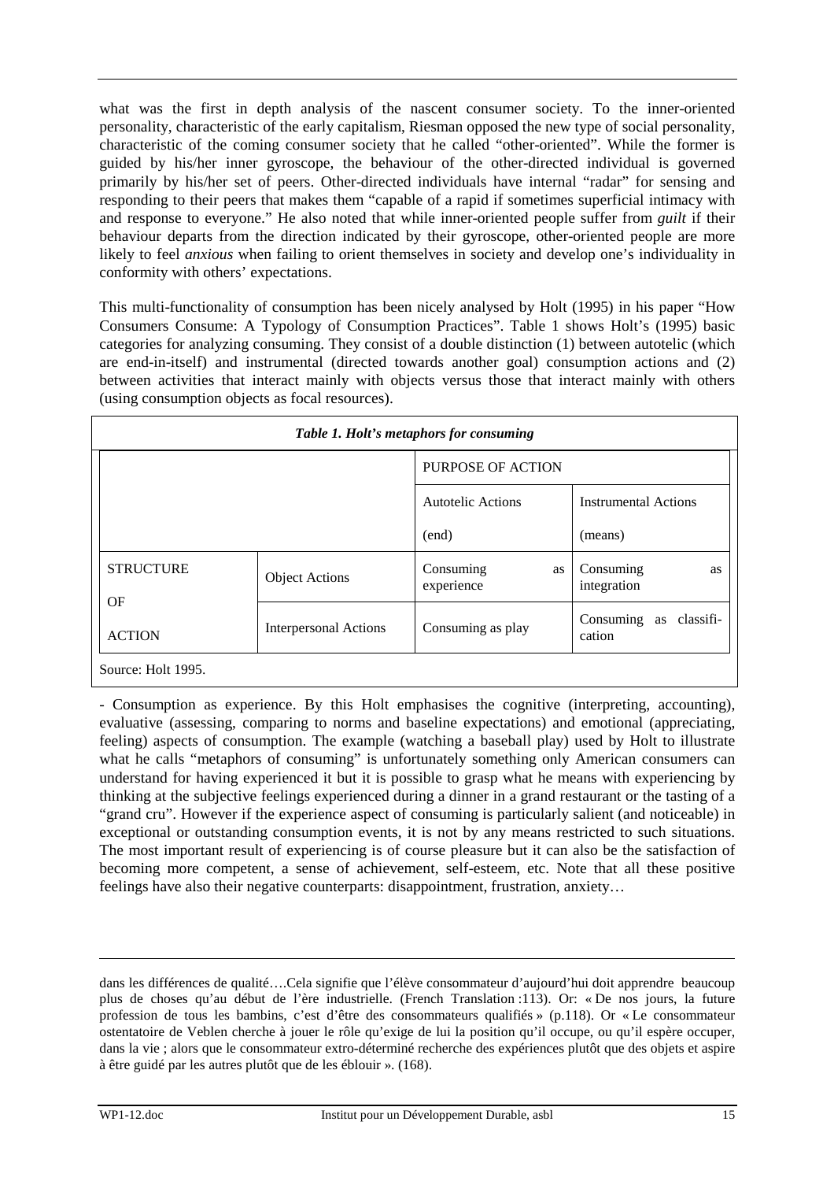what was the first in depth analysis of the nascent consumer society. To the inner-oriented personality, characteristic of the early capitalism, Riesman opposed the new type of social personality, characteristic of the coming consumer society that he called "other-oriented". While the former is guided by his/her inner gyroscope, the behaviour of the other-directed individual is governed primarily by his/her set of peers. Other-directed individuals have internal "radar" for sensing and responding to their peers that makes them "capable of a rapid if sometimes superficial intimacy with and response to everyone." He also noted that while inner-oriented people suffer from *guilt* if their behaviour departs from the direction indicated by their gyroscope, other-oriented people are more likely to feel *anxious* when failing to orient themselves in society and develop one's individuality in conformity with others' expectations.

This multi-functionality of consumption has been nicely analysed by Holt (1995) in his paper "How Consumers Consume: A Typology of Consumption Practices". Table 1 shows Holt's (1995) basic categories for analyzing consuming. They consist of a double distinction (1) between autotelic (which are end-in-itself) and instrumental (directed towards another goal) consumption actions and (2) between activities that interact mainly with objects versus those that interact mainly with others (using consumption objects as focal resources).

***Table 1. Holt's metaphors for consuming***

| | | PURPOSE OF ACTION | |
|---|---|---|---|
| | | Autotelic Actions (end) | Instrumental Actions (means) |
| STRUCTURE OF ACTION | Object Actions | Consuming as experience | Consuming as integration |
| | Interpersonal Actions | Consuming as play | Consuming as classification |

Source: Holt 1995.

- Consumption as experience. By this Holt emphasises the cognitive (interpreting, accounting), evaluative (assessing, comparing to norms and baseline expectations) and emotional (appreciating, feeling) aspects of consumption. The example (watching a baseball play) used by Holt to illustrate what he calls "metaphors of consuming" is unfortunately something only American consumers can understand for having experienced it but it is possible to grasp what he means with experiencing by thinking at the subjective feelings experienced during a dinner in a grand restaurant or the tasting of a "grand cru". However if the experience aspect of consuming is particularly salient (and noticeable) in exceptional or outstanding consumption events, it is not by any means restricted to such situations. The most important result of experiencing is of course pleasure but it can also be the satisfaction of becoming more competent, a sense of achievement, self-esteem, etc. Note that all these positive feelings have also their negative counterparts: disappointment, frustration, anxiety…

---

dans les différences de qualité….Cela signifie que l'élève consommateur d'aujourd'hui doit apprendre beaucoup plus de choses qu'au début de l'ère industrielle. (French Translation :113). Or: « De nos jours, la future profession de tous les bambins, c'est d'être des consommateurs qualifiés » (p.118). Or « Le consommateur ostentatoire de Veblen cherche à jouer le rôle qu'exige de lui la position qu'il occupe, ou qu'il espère occuper, dans la vie ; alors que le consommateur extro-déterminé recherche des expériences plutôt que des objets et aspire à être guidé par les autres plutôt que de les éblouir ». (168).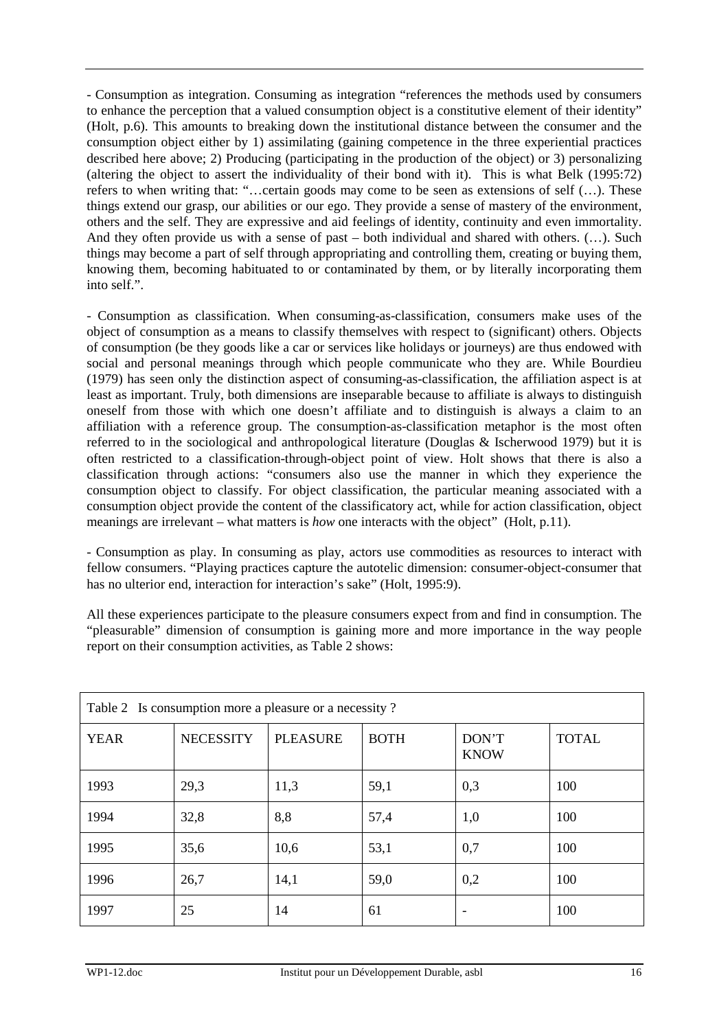- Consumption as integration. Consuming as integration "references the methods used by consumers to enhance the perception that a valued consumption object is a constitutive element of their identity" (Holt, p.6). This amounts to breaking down the institutional distance between the consumer and the consumption object either by 1) assimilating (gaining competence in the three experiential practices described here above; 2) Producing (participating in the production of the object) or 3) personalizing (altering the object to assert the individuality of their bond with it). This is what Belk (1995:72) refers to when writing that: "…certain goods may come to be seen as extensions of self (…). These things extend our grasp, our abilities or our ego. They provide a sense of mastery of the environment, others and the self. They are expressive and aid feelings of identity, continuity and even immortality. And they often provide us with a sense of past – both individual and shared with others. (…). Such things may become a part of self through appropriating and controlling them, creating or buying them, knowing them, becoming habituated to or contaminated by them, or by literally incorporating them into self.".

- Consumption as classification. When consuming-as-classification, consumers make uses of the object of consumption as a means to classify themselves with respect to (significant) others. Objects of consumption (be they goods like a car or services like holidays or journeys) are thus endowed with social and personal meanings through which people communicate who they are. While Bourdieu (1979) has seen only the distinction aspect of consuming-as-classification, the affiliation aspect is at least as important. Truly, both dimensions are inseparable because to affiliate is always to distinguish oneself from those with which one doesn't affiliate and to distinguish is always a claim to an affiliation with a reference group. The consumption-as-classification metaphor is the most often referred to in the sociological and anthropological literature (Douglas & Ischerwood 1979) but it is often restricted to a classification-through-object point of view. Holt shows that there is also a classification through actions: "consumers also use the manner in which they experience the consumption object to classify. For object classification, the particular meaning associated with a consumption object provide the content of the classificatory act, while for action classification, object meanings are irrelevant – what matters is *how* one interacts with the object" (Holt, p.11).

- Consumption as play. In consuming as play, actors use commodities as resources to interact with fellow consumers. "Playing practices capture the autotelic dimension: consumer-object-consumer that has no ulterior end, interaction for interaction's sake" (Holt, 1995:9).

All these experiences participate to the pleasure consumers expect from and find in consumption. The "pleasurable" dimension of consumption is gaining more and more importance in the way people report on their consumption activities, as Table 2 shows:

Table 2 Is consumption more a pleasure or a necessity ?

| YEAR | NECESSITY | PLEASURE | BOTH | DON'T KNOW | TOTAL |
|---|---|---|---|---|---|
| 1993 | 29,3 | 11,3 | 59,1 | 0,3 | 100 |
| 1994 | 32,8 | 8,8 | 57,4 | 1,0 | 100 |
| 1995 | 35,6 | 10,6 | 53,1 | 0,7 | 100 |
| 1996 | 26,7 | 14,1 | 59,0 | 0,2 | 100 |
| 1997 | 25 | 14 | 61 | - | 100 |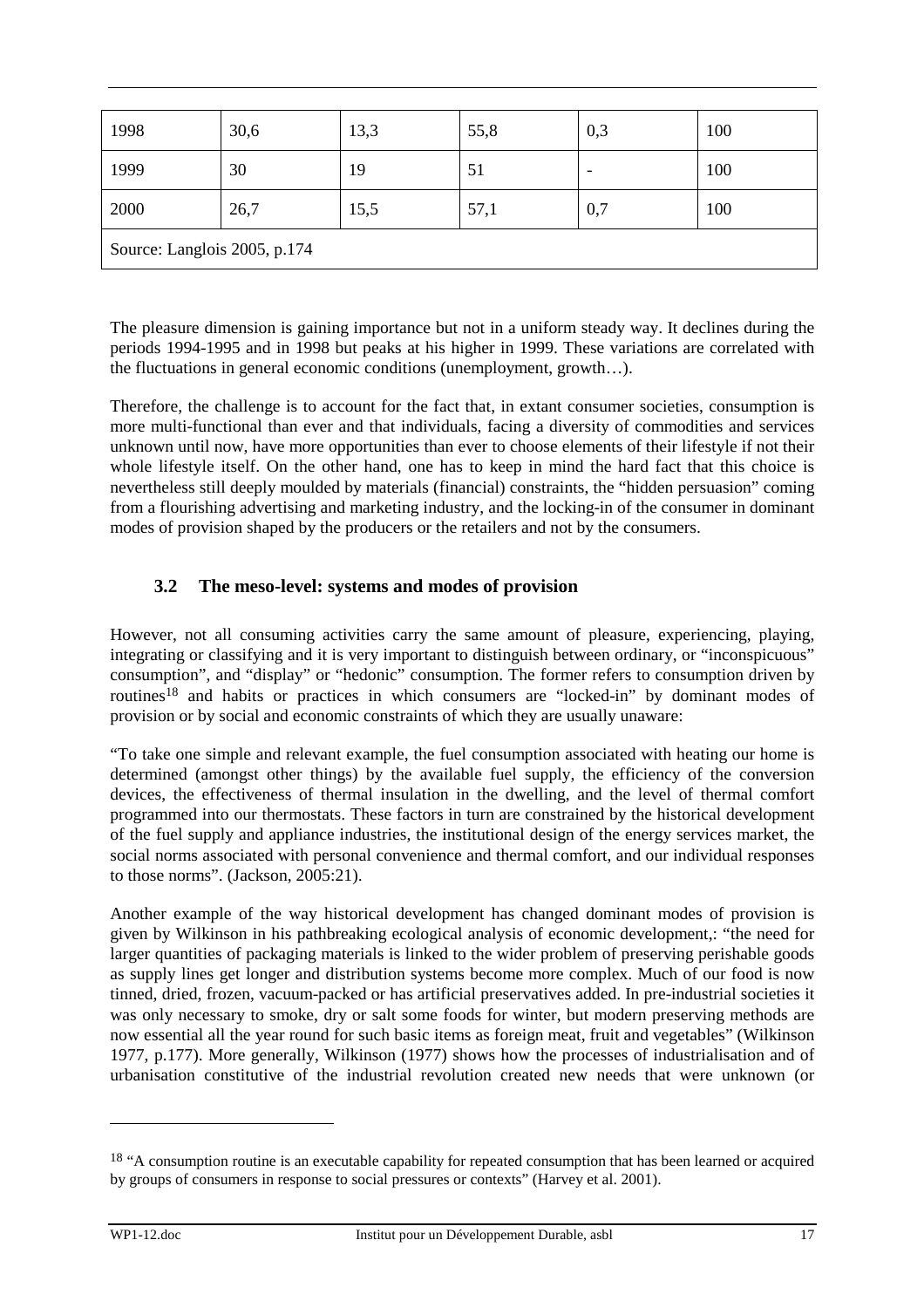| | | | | | |
|---|---|---|---|---|---|
| 1998 | 30,6 | 13,3 | 55,8 | 0,3 | 100 |
| 1999 | 30 | 19 | 51 | - | 100 |
| 2000 | 26,7 | 15,5 | 57,1 | 0,7 | 100 |
| Source: Langlois 2005, p.174 | | | | | |

The pleasure dimension is gaining importance but not in a uniform steady way. It declines during the periods 1994-1995 and in 1998 but peaks at his higher in 1999. These variations are correlated with the fluctuations in general economic conditions (unemployment, growth…).

Therefore, the challenge is to account for the fact that, in extant consumer societies, consumption is more multi-functional than ever and that individuals, facing a diversity of commodities and services unknown until now, have more opportunities than ever to choose elements of their lifestyle if not their whole lifestyle itself. On the other hand, one has to keep in mind the hard fact that this choice is nevertheless still deeply moulded by materials (financial) constraints, the "hidden persuasion" coming from a flourishing advertising and marketing industry, and the locking-in of the consumer in dominant modes of provision shaped by the producers or the retailers and not by the consumers.

## 3.2 The meso-level: systems and modes of provision

However, not all consuming activities carry the same amount of pleasure, experiencing, playing, integrating or classifying and it is very important to distinguish between ordinary, or "inconspicuous" consumption", and "display" or "hedonic" consumption. The former refers to consumption driven by routines[18] and habits or practices in which consumers are "locked-in" by dominant modes of provision or by social and economic constraints of which they are usually unaware:

"To take one simple and relevant example, the fuel consumption associated with heating our home is determined (amongst other things) by the available fuel supply, the efficiency of the conversion devices, the effectiveness of thermal insulation in the dwelling, and the level of thermal comfort programmed into our thermostats. These factors in turn are constrained by the historical development of the fuel supply and appliance industries, the institutional design of the energy services market, the social norms associated with personal convenience and thermal comfort, and our individual responses to those norms". (Jackson, 2005:21).

Another example of the way historical development has changed dominant modes of provision is given by Wilkinson in his pathbreaking ecological analysis of economic development,: "the need for larger quantities of packaging materials is linked to the wider problem of preserving perishable goods as supply lines get longer and distribution systems become more complex. Much of our food is now tinned, dried, frozen, vacuum-packed or has artificial preservatives added. In pre-industrial societies it was only necessary to smoke, dry or salt some foods for winter, but modern preserving methods are now essential all the year round for such basic items as foreign meat, fruit and vegetables" (Wilkinson 1977, p.177). More generally, Wilkinson (1977) shows how the processes of industrialisation and of urbanisation constitutive of the industrial revolution created new needs that were unknown (or

---

[18] "A consumption routine is an executable capability for repeated consumption that has been learned or acquired by groups of consumers in response to social pressures or contexts" (Harvey et al. 2001).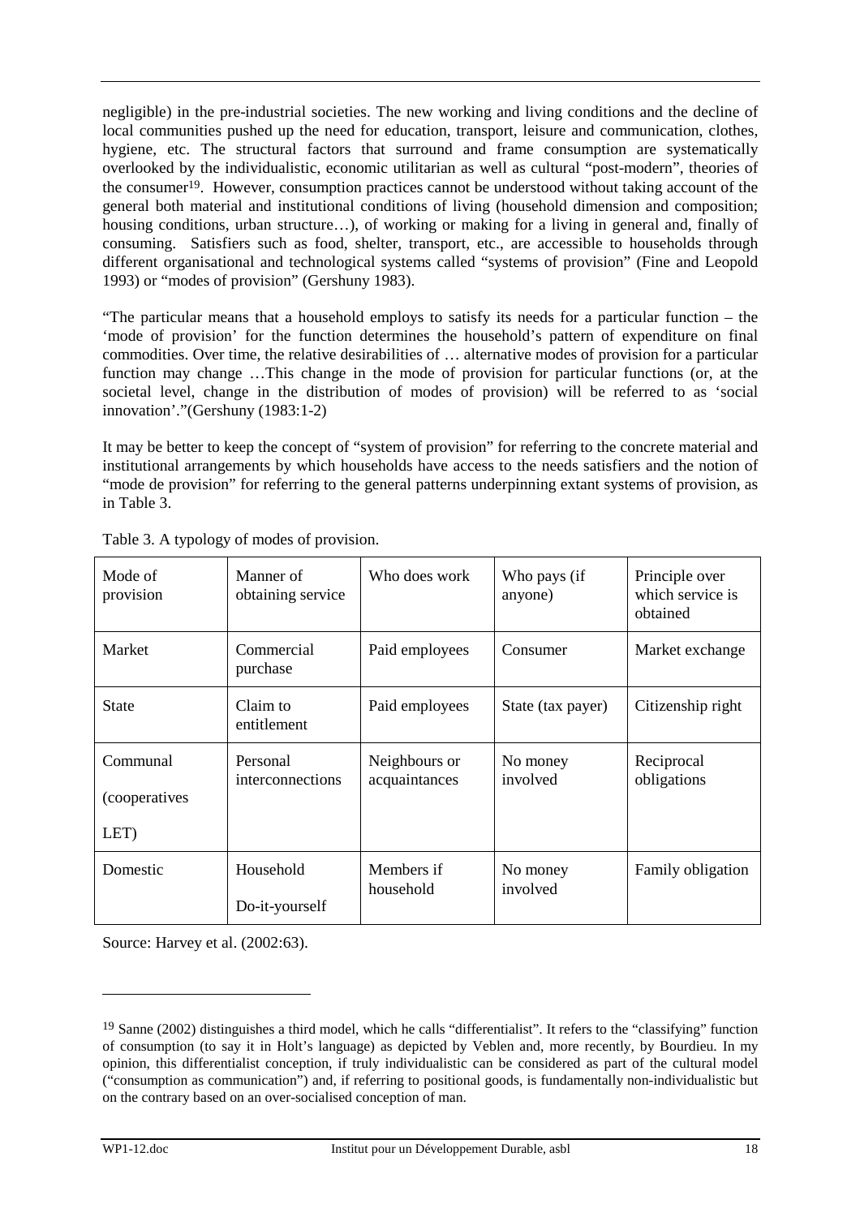negligible) in the pre-industrial societies. The new working and living conditions and the decline of local communities pushed up the need for education, transport, leisure and communication, clothes, hygiene, etc. The structural factors that surround and frame consumption are systematically overlooked by the individualistic, economic utilitarian as well as cultural "post-modern", theories of the consumer[19]. However, consumption practices cannot be understood without taking account of the general both material and institutional conditions of living (household dimension and composition; housing conditions, urban structure…), of working or making for a living in general and, finally of consuming. Satisfiers such as food, shelter, transport, etc., are accessible to households through different organisational and technological systems called "systems of provision" (Fine and Leopold 1993) or "modes of provision" (Gershuny 1983).

"The particular means that a household employs to satisfy its needs for a particular function – the 'mode of provision' for the function determines the household's pattern of expenditure on final commodities. Over time, the relative desirabilities of … alternative modes of provision for a particular function may change …This change in the mode of provision for particular functions (or, at the societal level, change in the distribution of modes of provision) will be referred to as 'social innovation'."(Gershuny (1983:1-2)

It may be better to keep the concept of "system of provision" for referring to the concrete material and institutional arrangements by which households have access to the needs satisfiers and the notion of "mode de provision" for referring to the general patterns underpinning extant systems of provision, as in Table 3.

Table 3. A typology of modes of provision.

| Mode of provision | Manner of obtaining service | Who does work | Who pays (if anyone) | Principle over which service is obtained |
|---|---|---|---|---|
| Market | Commercial purchase | Paid employees | Consumer | Market exchange |
| State | Claim to entitlement | Paid employees | State (tax payer) | Citizenship right |
| Communal (cooperatives LET) | Personal interconnections | Neighbours or acquaintances | No money involved | Reciprocal obligations |
| Domestic | Household Do-it-yourself | Members if household | No money involved | Family obligation |

Source: Harvey et al. (2002:63).

[19] Sanne (2002) distinguishes a third model, which he calls "differentialist". It refers to the "classifying" function of consumption (to say it in Holt's language) as depicted by Veblen and, more recently, by Bourdieu. In my opinion, this differentialist conception, if truly individualistic can be considered as part of the cultural model ("consumption as communication") and, if referring to positional goods, is fundamentally non-individualistic but on the contrary based on an over-socialised conception of man.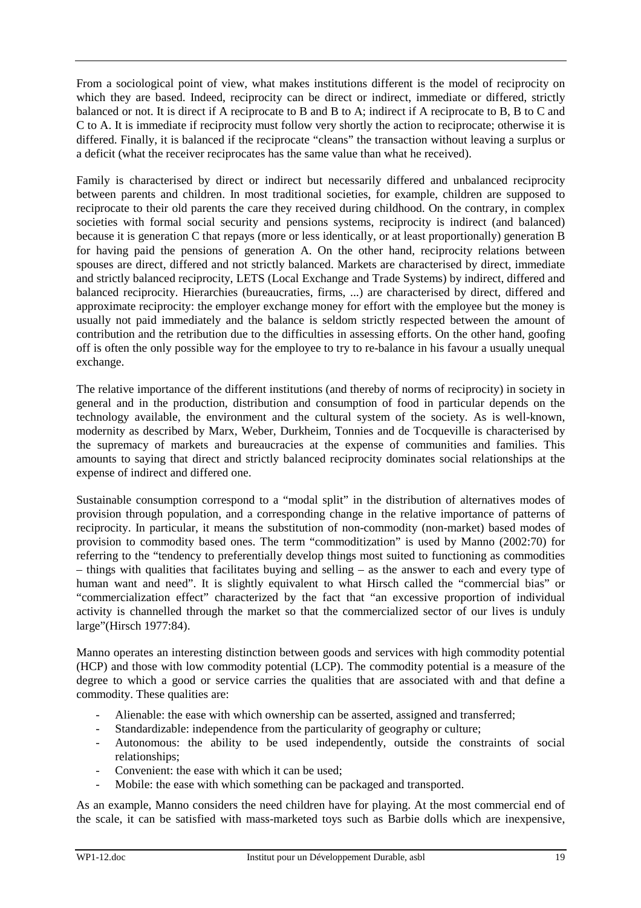From a sociological point of view, what makes institutions different is the model of reciprocity on which they are based. Indeed, reciprocity can be direct or indirect, immediate or differed, strictly balanced or not. It is direct if A reciprocate to B and B to A; indirect if A reciprocate to B, B to C and C to A. It is immediate if reciprocity must follow very shortly the action to reciprocate; otherwise it is differed. Finally, it is balanced if the reciprocate "cleans" the transaction without leaving a surplus or a deficit (what the receiver reciprocates has the same value than what he received).

Family is characterised by direct or indirect but necessarily differed and unbalanced reciprocity between parents and children. In most traditional societies, for example, children are supposed to reciprocate to their old parents the care they received during childhood. On the contrary, in complex societies with formal social security and pensions systems, reciprocity is indirect (and balanced) because it is generation C that repays (more or less identically, or at least proportionally) generation B for having paid the pensions of generation A. On the other hand, reciprocity relations between spouses are direct, differed and not strictly balanced. Markets are characterised by direct, immediate and strictly balanced reciprocity, LETS (Local Exchange and Trade Systems) by indirect, differed and balanced reciprocity. Hierarchies (bureaucracties, firms, ...) are characterised by direct, differed and approximate reciprocity: the employer exchange money for effort with the employee but the money is usually not paid immediately and the balance is seldom strictly respected between the amount of contribution and the retribution due to the difficulties in assessing efforts. On the other hand, goofing off is often the only possible way for the employee to try to re-balance in his favour a usually unequal exchange.

The relative importance of the different institutions (and thereby of norms of reciprocity) in society in general and in the production, distribution and consumption of food in particular depends on the technology available, the environment and the cultural system of the society. As is well-known, modernity as described by Marx, Weber, Durkheim, Tonnies and de Tocqueville is characterised by the supremacy of markets and bureaucracies at the expense of communities and families. This amounts to saying that direct and strictly balanced reciprocity dominates social relationships at the expense of indirect and differed one.

Sustainable consumption correspond to a "modal split" in the distribution of alternatives modes of provision through population, and a corresponding change in the relative importance of patterns of reciprocity. In particular, it means the substitution of non-commodity (non-market) based modes of provision to commodity based ones. The term "commoditization" is used by Manno (2002:70) for referring to the "tendency to preferentially develop things most suited to functioning as commodities – things with qualities that facilitates buying and selling – as the answer to each and every type of human want and need". It is slightly equivalent to what Hirsch called the "commercial bias" or "commercialization effect" characterized by the fact that "an excessive proportion of individual activity is channelled through the market so that the commercialized sector of our lives is unduly large"(Hirsch 1977:84).

Manno operates an interesting distinction between goods and services with high commodity potential (HCP) and those with low commodity potential (LCP). The commodity potential is a measure of the degree to which a good or service carries the qualities that are associated with and that define a commodity. These qualities are:

- Alienable: the ease with which ownership can be asserted, assigned and transferred;
- Standardizable: independence from the particularity of geography or culture;
- Autonomous: the ability to be used independently, outside the constraints of social relationships;
- Convenient: the ease with which it can be used;
- Mobile: the ease with which something can be packaged and transported.

As an example, Manno considers the need children have for playing. At the most commercial end of the scale, it can be satisfied with mass-marketed toys such as Barbie dolls which are inexpensive,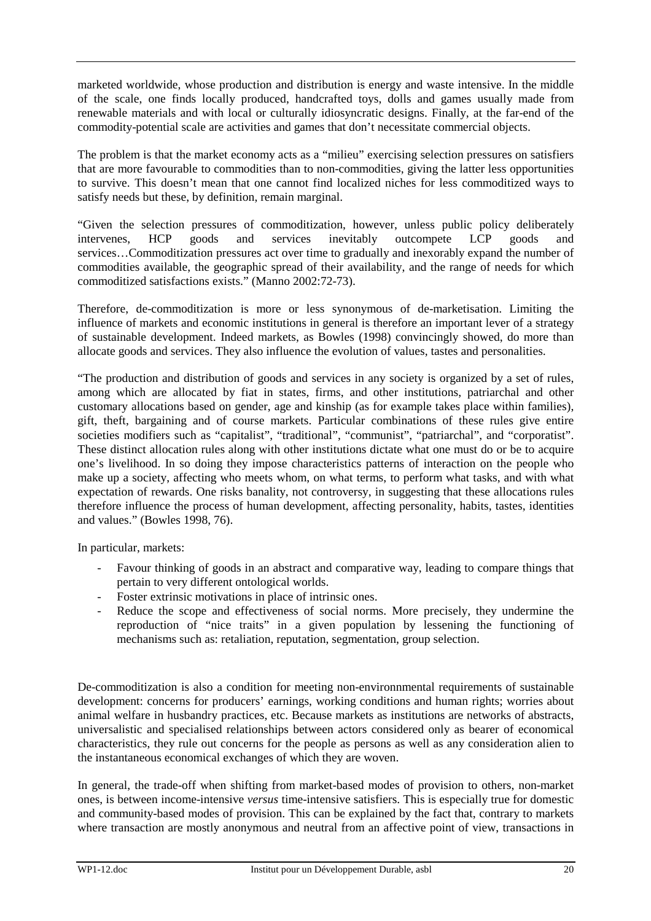marketed worldwide, whose production and distribution is energy and waste intensive. In the middle of the scale, one finds locally produced, handcrafted toys, dolls and games usually made from renewable materials and with local or culturally idiosyncratic designs. Finally, at the far-end of the commodity-potential scale are activities and games that don't necessitate commercial objects.

The problem is that the market economy acts as a "milieu" exercising selection pressures on satisfiers that are more favourable to commodities than to non-commodities, giving the latter less opportunities to survive. This doesn't mean that one cannot find localized niches for less commoditized ways to satisfy needs but these, by definition, remain marginal.

"Given the selection pressures of commoditization, however, unless public policy deliberately intervenes, HCP goods and services inevitably outcompete LCP goods and services…Commoditization pressures act over time to gradually and inexorably expand the number of commodities available, the geographic spread of their availability, and the range of needs for which commoditized satisfactions exists." (Manno 2002:72-73).

Therefore, de-commoditization is more or less synonymous of de-marketisation. Limiting the influence of markets and economic institutions in general is therefore an important lever of a strategy of sustainable development. Indeed markets, as Bowles (1998) convincingly showed, do more than allocate goods and services. They also influence the evolution of values, tastes and personalities.

"The production and distribution of goods and services in any society is organized by a set of rules, among which are allocated by fiat in states, firms, and other institutions, patriarchal and other customary allocations based on gender, age and kinship (as for example takes place within families), gift, theft, bargaining and of course markets. Particular combinations of these rules give entire societies modifiers such as "capitalist", "traditional", "communist", "patriarchal", and "corporatist". These distinct allocation rules along with other institutions dictate what one must do or be to acquire one's livelihood. In so doing they impose characteristics patterns of interaction on the people who make up a society, affecting who meets whom, on what terms, to perform what tasks, and with what expectation of rewards. One risks banality, not controversy, in suggesting that these allocations rules therefore influence the process of human development, affecting personality, habits, tastes, identities and values." (Bowles 1998, 76).

In particular, markets:

- Favour thinking of goods in an abstract and comparative way, leading to compare things that pertain to very different ontological worlds.
- Foster extrinsic motivations in place of intrinsic ones.
- Reduce the scope and effectiveness of social norms. More precisely, they undermine the reproduction of "nice traits" in a given population by lessening the functioning of mechanisms such as: retaliation, reputation, segmentation, group selection.

De-commoditization is also a condition for meeting non-environnmental requirements of sustainable development: concerns for producers' earnings, working conditions and human rights; worries about animal welfare in husbandry practices, etc. Because markets as institutions are networks of abstracts, universalistic and specialised relationships between actors considered only as bearer of economical characteristics, they rule out concerns for the people as persons as well as any consideration alien to the instantaneous economical exchanges of which they are woven.

In general, the trade-off when shifting from market-based modes of provision to others, non-market ones, is between income-intensive *versus* time-intensive satisfiers. This is especially true for domestic and community-based modes of provision. This can be explained by the fact that, contrary to markets where transaction are mostly anonymous and neutral from an affective point of view, transactions in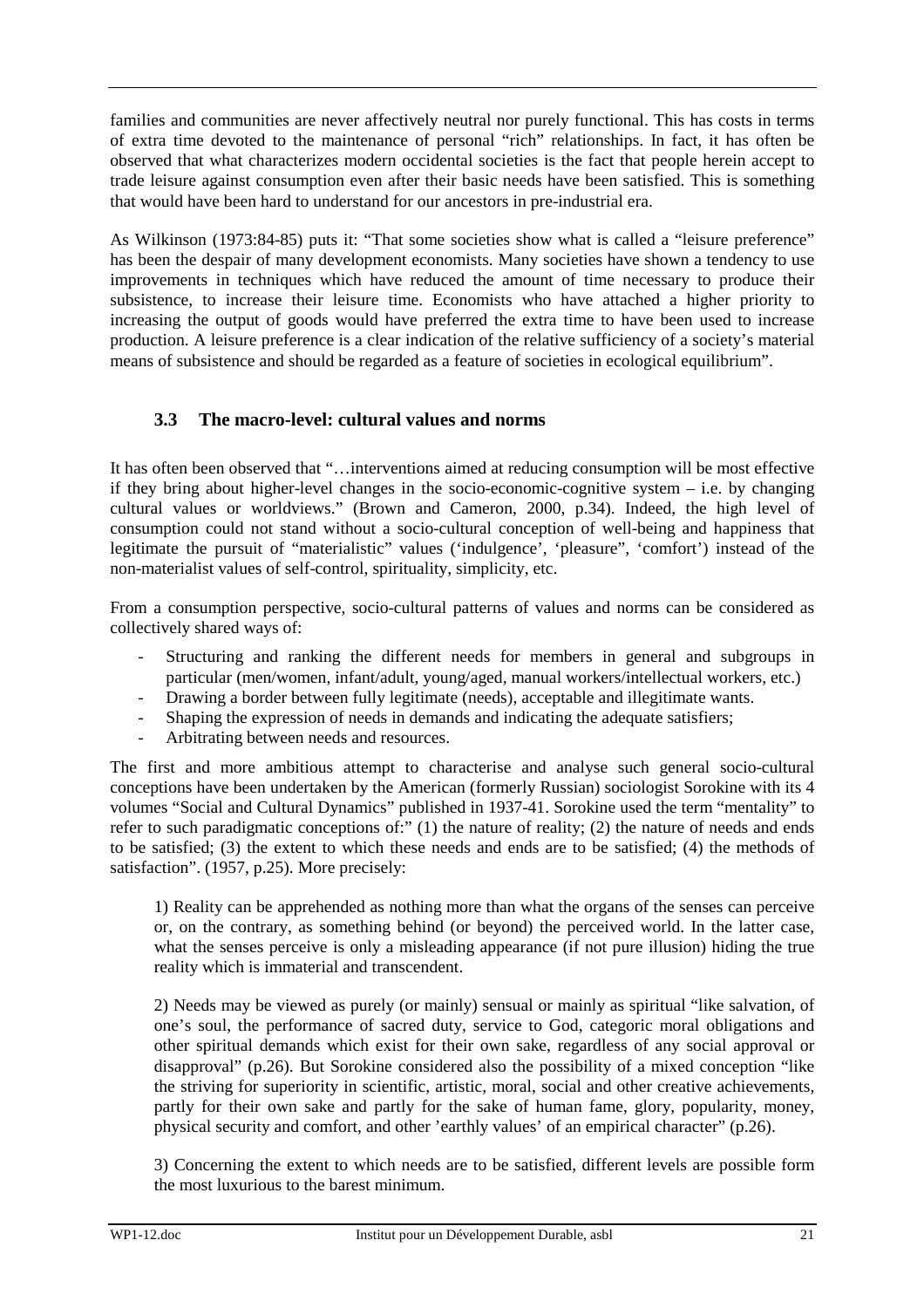families and communities are never affectively neutral nor purely functional. This has costs in terms of extra time devoted to the maintenance of personal "rich" relationships. In fact, it has often be observed that what characterizes modern occidental societies is the fact that people herein accept to trade leisure against consumption even after their basic needs have been satisfied. This is something that would have been hard to understand for our ancestors in pre-industrial era.

As Wilkinson (1973:84-85) puts it: "That some societies show what is called a "leisure preference" has been the despair of many development economists. Many societies have shown a tendency to use improvements in techniques which have reduced the amount of time necessary to produce their subsistence, to increase their leisure time. Economists who have attached a higher priority to increasing the output of goods would have preferred the extra time to have been used to increase production. A leisure preference is a clear indication of the relative sufficiency of a society's material means of subsistence and should be regarded as a feature of societies in ecological equilibrium".

### 3.3 The macro-level: cultural values and norms

It has often been observed that "…interventions aimed at reducing consumption will be most effective if they bring about higher-level changes in the socio-economic-cognitive system – i.e. by changing cultural values or worldviews." (Brown and Cameron, 2000, p.34). Indeed, the high level of consumption could not stand without a socio-cultural conception of well-being and happiness that legitimate the pursuit of "materialistic" values ('indulgence', 'pleasure", 'comfort') instead of the non-materialist values of self-control, spirituality, simplicity, etc.

From a consumption perspective, socio-cultural patterns of values and norms can be considered as collectively shared ways of:

- Structuring and ranking the different needs for members in general and subgroups in particular (men/women, infant/adult, young/aged, manual workers/intellectual workers, etc.)
- Drawing a border between fully legitimate (needs), acceptable and illegitimate wants.
- Shaping the expression of needs in demands and indicating the adequate satisfiers;
- Arbitrating between needs and resources.

The first and more ambitious attempt to characterise and analyse such general socio-cultural conceptions have been undertaken by the American (formerly Russian) sociologist Sorokine with its 4 volumes "Social and Cultural Dynamics" published in 1937-41. Sorokine used the term "mentality" to refer to such paradigmatic conceptions of:" (1) the nature of reality; (2) the nature of needs and ends to be satisfied; (3) the extent to which these needs and ends are to be satisfied; (4) the methods of satisfaction". (1957, p.25). More precisely:

> 1) Reality can be apprehended as nothing more than what the organs of the senses can perceive or, on the contrary, as something behind (or beyond) the perceived world. In the latter case, what the senses perceive is only a misleading appearance (if not pure illusion) hiding the true reality which is immaterial and transcendent.
>
> 2) Needs may be viewed as purely (or mainly) sensual or mainly as spiritual "like salvation, of one's soul, the performance of sacred duty, service to God, categoric moral obligations and other spiritual demands which exist for their own sake, regardless of any social approval or disapproval" (p.26). But Sorokine considered also the possibility of a mixed conception "like the striving for superiority in scientific, artistic, moral, social and other creative achievements, partly for their own sake and partly for the sake of human fame, glory, popularity, money, physical security and comfort, and other 'earthly values' of an empirical character" (p.26).
>
> 3) Concerning the extent to which needs are to be satisfied, different levels are possible form the most luxurious to the barest minimum.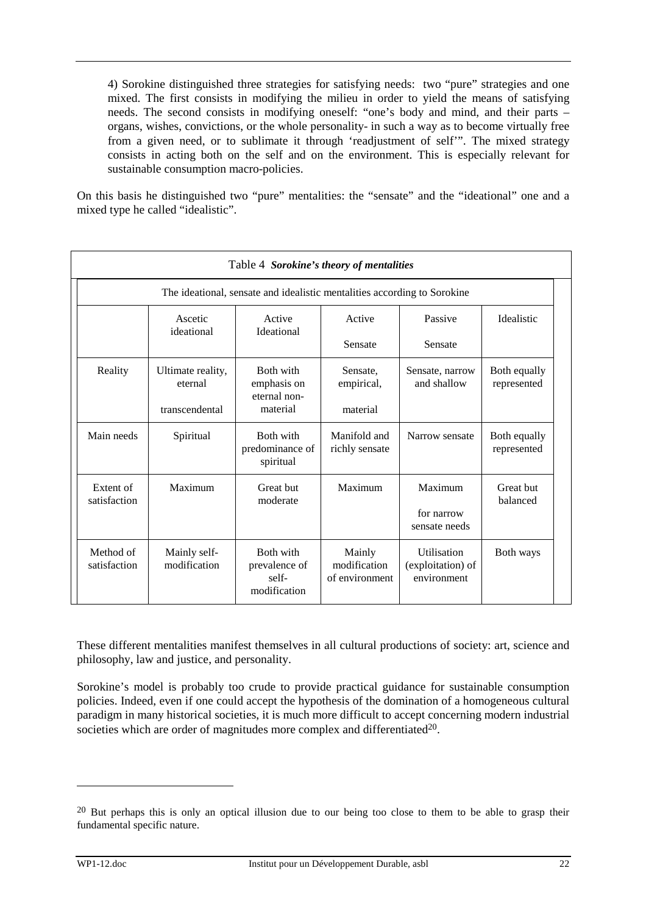4) Sorokine distinguished three strategies for satisfying needs: two "pure" strategies and one mixed. The first consists in modifying the milieu in order to yield the means of satisfying needs. The second consists in modifying oneself: "one's body and mind, and their parts – organs, wishes, convictions, or the whole personality- in such a way as to become virtually free from a given need, or to sublimate it through 'readjustment of self'". The mixed strategy consists in acting both on the self and on the environment. This is especially relevant for sustainable consumption macro-policies.

On this basis he distinguished two "pure" mentalities: the "sensate" and the "ideational" one and a mixed type he called "idealistic".

Table 4 ***Sorokine's theory of mentalities***

The ideational, sensate and idealistic mentalities according to Sorokine

| | Ascetic ideational | Active Ideational | Active Sensate | Passive Sensate | Idealistic |
|---|---|---|---|---|---|
| Reality | Ultimate reality, eternal transcendental | Both with emphasis on eternal non-material | Sensate, empirical, material | Sensate, narrow and shallow | Both equally represented |
| Main needs | Spiritual | Both with predominance of spiritual | Manifold and richly sensate | Narrow sensate | Both equally represented |
| Extent of satisfaction | Maximum | Great but moderate | Maximum | Maximum for narrow sensate needs | Great but balanced |
| Method of satisfaction | Mainly self-modification | Both with prevalence of self-modification | Mainly modification of environment | Utilisation (exploitation) of environment | Both ways |

These different mentalities manifest themselves in all cultural productions of society: art, science and philosophy, law and justice, and personality.

Sorokine's model is probably too crude to provide practical guidance for sustainable consumption policies. Indeed, even if one could accept the hypothesis of the domination of a homogeneous cultural paradigm in many historical societies, it is much more difficult to accept concerning modern industrial societies which are order of magnitudes more complex and differentiated[20].

[20] But perhaps this is only an optical illusion due to our being too close to them to be able to grasp their fundamental specific nature.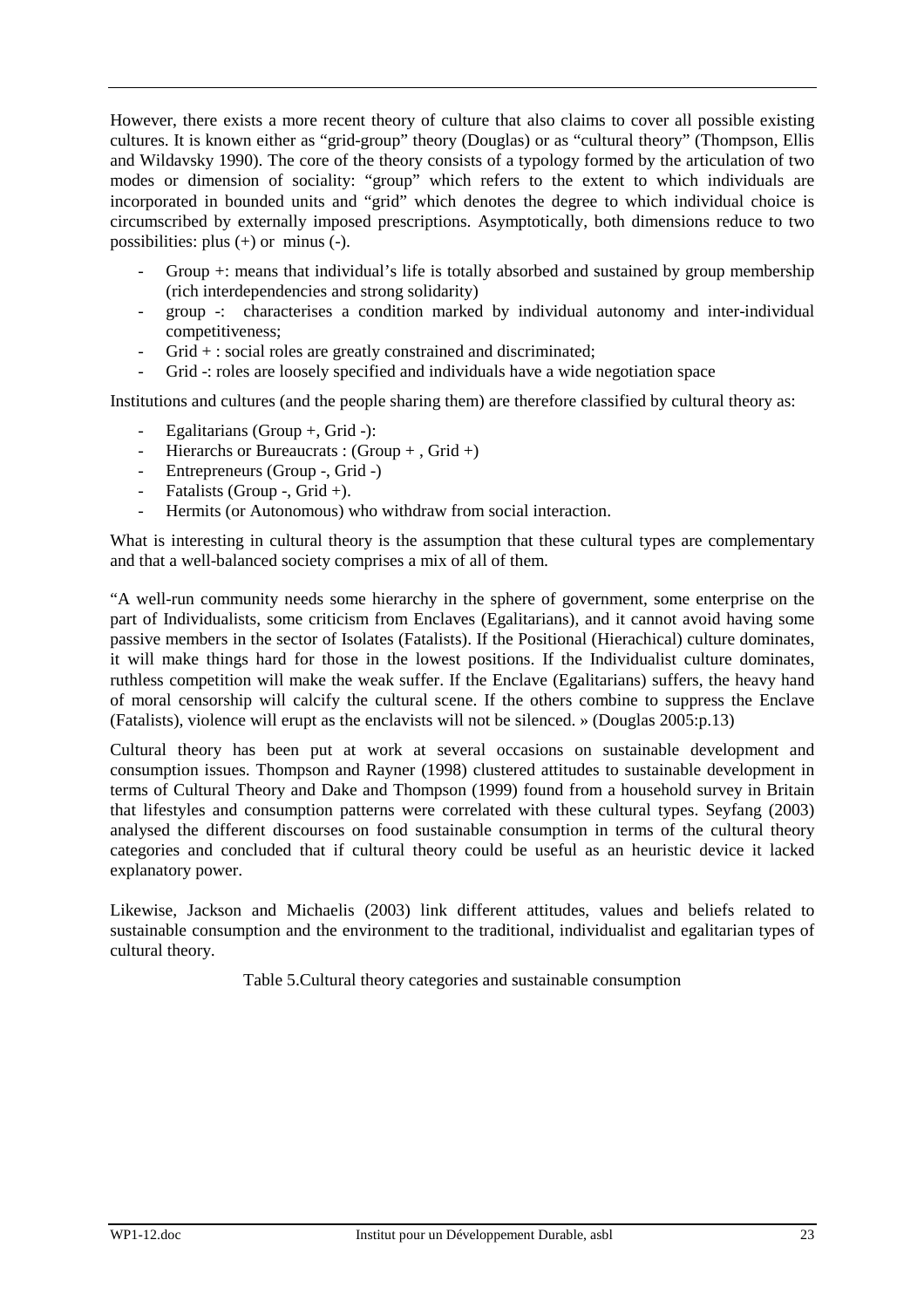However, there exists a more recent theory of culture that also claims to cover all possible existing cultures. It is known either as "grid-group" theory (Douglas) or as "cultural theory" (Thompson, Ellis and Wildavsky 1990). The core of the theory consists of a typology formed by the articulation of two modes or dimension of sociality: "group" which refers to the extent to which individuals are incorporated in bounded units and "grid" which denotes the degree to which individual choice is circumscribed by externally imposed prescriptions. Asymptotically, both dimensions reduce to two possibilities: plus (+) or minus (-).

- Group +: means that individual's life is totally absorbed and sustained by group membership (rich interdependencies and strong solidarity)
- group -: characterises a condition marked by individual autonomy and inter-individual competitiveness;
- Grid + : social roles are greatly constrained and discriminated;
- Grid -: roles are loosely specified and individuals have a wide negotiation space

Institutions and cultures (and the people sharing them) are therefore classified by cultural theory as:

- Egalitarians (Group +, Grid -):
- Hierarchs or Bureaucrats : (Group + , Grid +)
- Entrepreneurs (Group -, Grid -)
- Fatalists (Group -, Grid +).
- Hermits (or Autonomous) who withdraw from social interaction.

What is interesting in cultural theory is the assumption that these cultural types are complementary and that a well-balanced society comprises a mix of all of them.

"A well-run community needs some hierarchy in the sphere of government, some enterprise on the part of Individualists, some criticism from Enclaves (Egalitarians), and it cannot avoid having some passive members in the sector of Isolates (Fatalists). If the Positional (Hierachical) culture dominates, it will make things hard for those in the lowest positions. If the Individualist culture dominates, ruthless competition will make the weak suffer. If the Enclave (Egalitarians) suffers, the heavy hand of moral censorship will calcify the cultural scene. If the others combine to suppress the Enclave (Fatalists), violence will erupt as the enclavists will not be silenced. » (Douglas 2005:p.13)

Cultural theory has been put at work at several occasions on sustainable development and consumption issues. Thompson and Rayner (1998) clustered attitudes to sustainable development in terms of Cultural Theory and Dake and Thompson (1999) found from a household survey in Britain that lifestyles and consumption patterns were correlated with these cultural types. Seyfang (2003) analysed the different discourses on food sustainable consumption in terms of the cultural theory categories and concluded that if cultural theory could be useful as an heuristic device it lacked explanatory power.

Likewise, Jackson and Michaelis (2003) link different attitudes, values and beliefs related to sustainable consumption and the environment to the traditional, individualist and egalitarian types of cultural theory.

Table 5.Cultural theory categories and sustainable consumption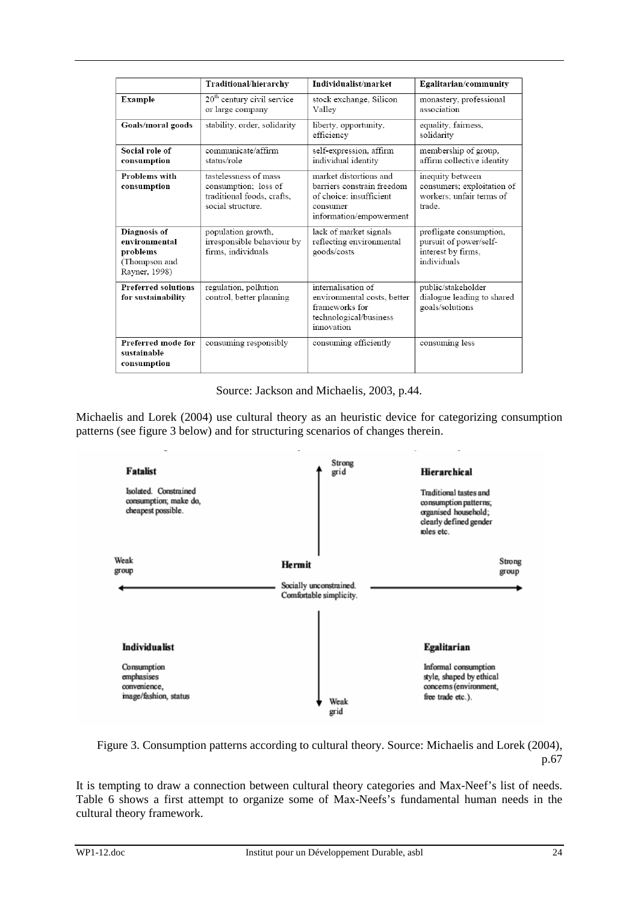| | Traditional/hierarchy | Individualist/market | Egalitarian/community |
|---|---|---|---|
| **Example** | 20th century civil service or large company | stock exchange, Silicon Valley | monastery, professional association |
| **Goals/moral goods** | stability, order, solidarity | liberty, opportunity, efficiency | equality, fairness, solidarity |
| **Social role of consumption** | communicate/affirm status/role | self-expression, affirm individual identity | membership of group, affirm collective identity |
| **Problems with consumption** | tastelessness of mass consumption; loss of traditional foods, crafts, social structure. | market distortions and barriers constrain freedom of choice: insufficient consumer information/empowerment | inequity between consumers; exploitation of workers; unfair terms of trade. |
| **Diagnosis of environmental problems** (Thompson and Rayner, 1998) | population growth, irresponsible behaviour by firms, individuals | lack of market signals reflecting environmental goods/costs | profligate consumption, pursuit of power/self-interest by firms, individuals |
| **Preferred solutions for sustainability** | regulation, pollution control, better planning | internalisation of environmental costs, better frameworks for technological/business innovation | public/stakeholder dialogue leading to shared goals/solutions |
| **Preferred mode for sustainable consumption** | consuming responsibly | consuming efficiently | consuming less |

Source: Jackson and Michaelis, 2003, p.44.

Michaelis and Lorek (2004) use cultural theory as an heuristic device for categorizing consumption patterns (see figure 3 below) and for structuring scenarios of changes therein.

**Fatalist** — Isolated. Constrained consumption; make do, cheapest possible.

**Hierarchical** — Traditional tastes and consumption patterns; organised household; clearly defined gender roles etc.

**Hermit** — Socially unconstrained. Comfortable simplicity.

**Individualist** — Consumption emphasises convenience, image/fashion, status

**Egalitarian** — Informal consumption style, shaped by ethical concerns (environment, free trade etc.).

(Axes: Strong grid / Weak grid; Weak group / Strong group)

Figure 3. Consumption patterns according to cultural theory. Source: Michaelis and Lorek (2004), p.67

It is tempting to draw a connection between cultural theory categories and Max-Neef's list of needs. Table 6 shows a first attempt to organize some of Max-Neefs's fundamental human needs in the cultural theory framework.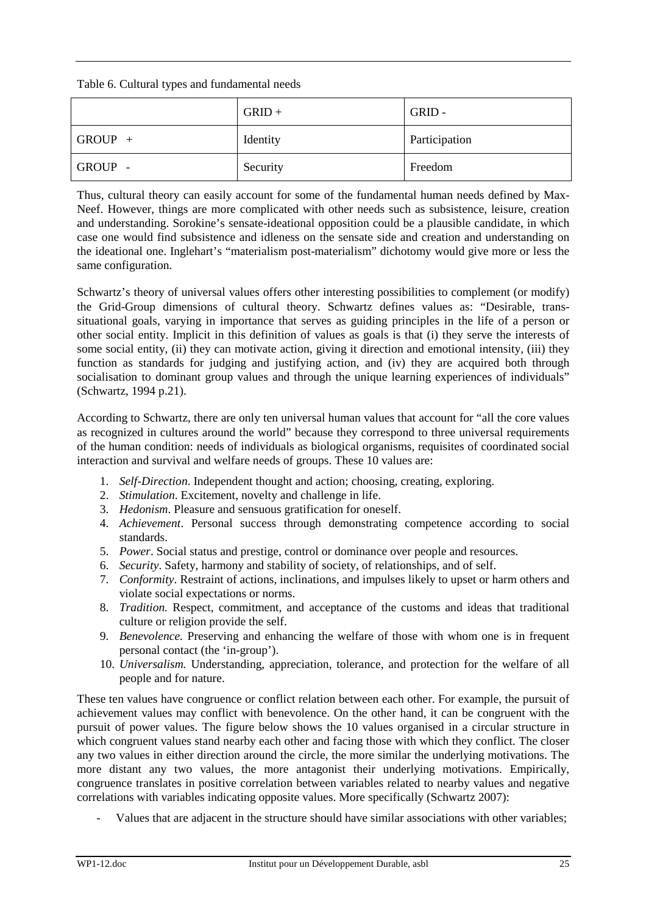Table 6. Cultural types and fundamental needs

| | GRID + | GRID - |
|---|---|---|
| GROUP + | Identity | Participation |
| GROUP - | Security | Freedom |

Thus, cultural theory can easily account for some of the fundamental human needs defined by Max-Neef. However, things are more complicated with other needs such as subsistence, leisure, creation and understanding. Sorokine's sensate-ideational opposition could be a plausible candidate, in which case one would find subsistence and idleness on the sensate side and creation and understanding on the ideational one. Inglehart's "materialism post-materialism" dichotomy would give more or less the same configuration.

Schwartz's theory of universal values offers other interesting possibilities to complement (or modify) the Grid-Group dimensions of cultural theory. Schwartz defines values as: "Desirable, trans-situational goals, varying in importance that serves as guiding principles in the life of a person or other social entity. Implicit in this definition of values as goals is that (i) they serve the interests of some social entity, (ii) they can motivate action, giving it direction and emotional intensity, (iii) they function as standards for judging and justifying action, and (iv) they are acquired both through socialisation to dominant group values and through the unique learning experiences of individuals" (Schwartz, 1994 p.21).

According to Schwartz, there are only ten universal human values that account for "all the core values as recognized in cultures around the world" because they correspond to three universal requirements of the human condition: needs of individuals as biological organisms, requisites of coordinated social interaction and survival and welfare needs of groups. These 10 values are:

1. *Self-Direction*. Independent thought and action; choosing, creating, exploring.
2. *Stimulation*. Excitement, novelty and challenge in life.
3. *Hedonism*. Pleasure and sensuous gratification for oneself.
4. *Achievement*. Personal success through demonstrating competence according to social standards.
5. *Power*. Social status and prestige, control or dominance over people and resources.
6. *Security*. Safety, harmony and stability of society, of relationships, and of self.
7. *Conformity*. Restraint of actions, inclinations, and impulses likely to upset or harm others and violate social expectations or norms.
8. *Tradition.* Respect, commitment, and acceptance of the customs and ideas that traditional culture or religion provide the self.
9. *Benevolence.* Preserving and enhancing the welfare of those with whom one is in frequent personal contact (the 'in-group').
10. *Universalism.* Understanding, appreciation, tolerance, and protection for the welfare of all people and for nature.

These ten values have congruence or conflict relation between each other. For example, the pursuit of achievement values may conflict with benevolence. On the other hand, it can be congruent with the pursuit of power values. The figure below shows the 10 values organised in a circular structure in which congruent values stand nearby each other and facing those with which they conflict. The closer any two values in either direction around the circle, the more similar the underlying motivations. The more distant any two values, the more antagonist their underlying motivations. Empirically, congruence translates in positive correlation between variables related to nearby values and negative correlations with variables indicating opposite values. More specifically (Schwartz 2007):

- Values that are adjacent in the structure should have similar associations with other variables;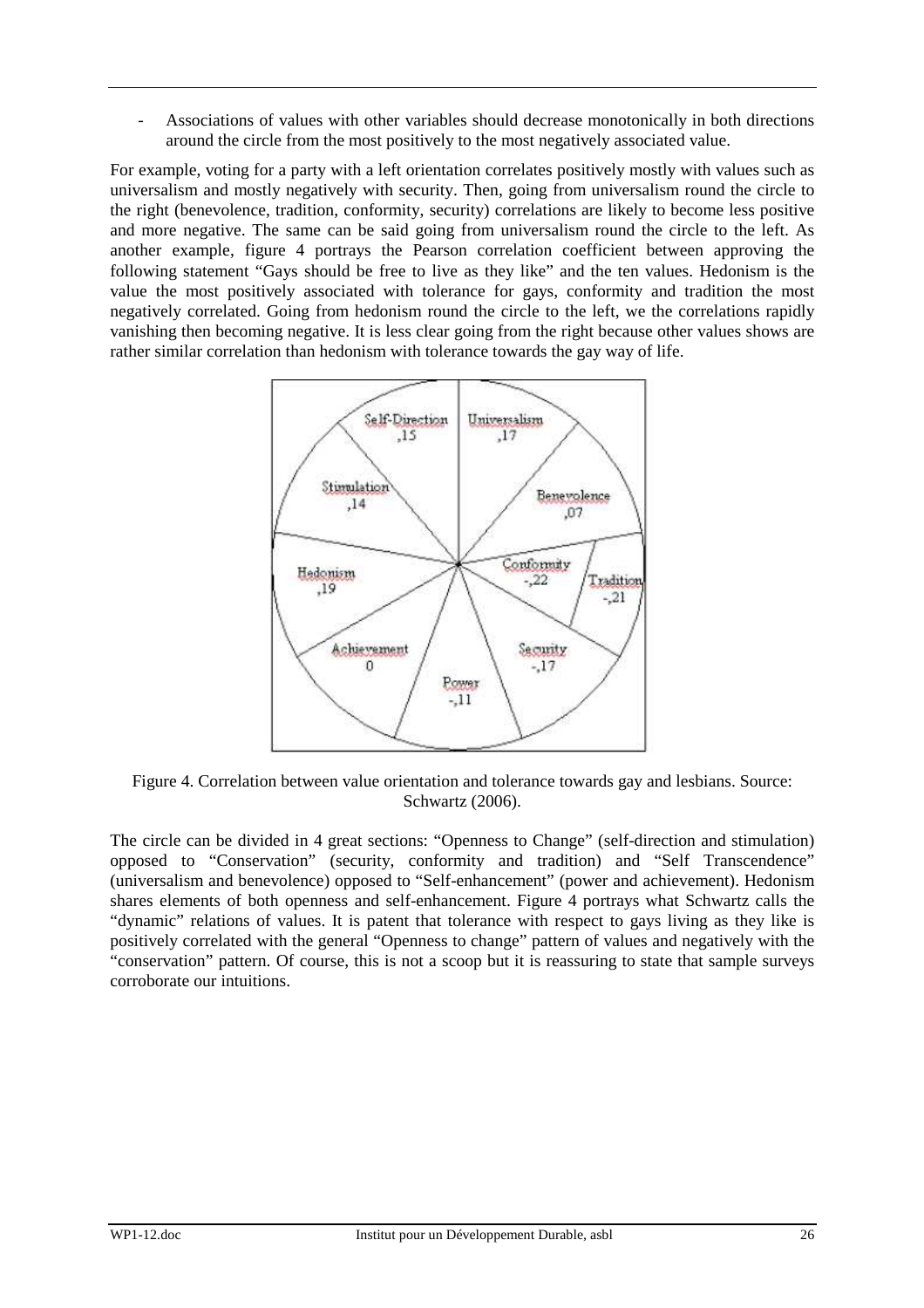- Associations of values with other variables should decrease monotonically in both directions around the circle from the most positively to the most negatively associated value.

For example, voting for a party with a left orientation correlates positively mostly with values such as universalism and mostly negatively with security. Then, going from universalism round the circle to the right (benevolence, tradition, conformity, security) correlations are likely to become less positive and more negative. The same can be said going from universalism round the circle to the left. As another example, figure 4 portrays the Pearson correlation coefficient between approving the following statement "Gays should be free to live as they like" and the ten values. Hedonism is the value the most positively associated with tolerance for gays, conformity and tradition the most negatively correlated. Going from hedonism round the circle to the left, we the correlations rapidly vanishing then becoming negative. It is less clear going from the right because other values shows are rather similar correlation than hedonism with tolerance towards the gay way of life.

Self-Direction ,15 | Universalism ,17 | Stimulation ,14 | Benevolence ,07 | Hedonism ,19 | Conformity -,22 | Tradition -,21 | Achievement 0 | Power -,11 | Security -,17

Figure 4. Correlation between value orientation and tolerance towards gay and lesbians. Source: Schwartz (2006).

The circle can be divided in 4 great sections: "Openness to Change" (self-direction and stimulation) opposed to "Conservation" (security, conformity and tradition) and "Self Transcendence" (universalism and benevolence) opposed to "Self-enhancement" (power and achievement). Hedonism shares elements of both openness and self-enhancement. Figure 4 portrays what Schwartz calls the "dynamic" relations of values. It is patent that tolerance with respect to gays living as they like is positively correlated with the general "Openness to change" pattern of values and negatively with the "conservation" pattern. Of course, this is not a scoop but it is reassuring to state that sample surveys corroborate our intuitions.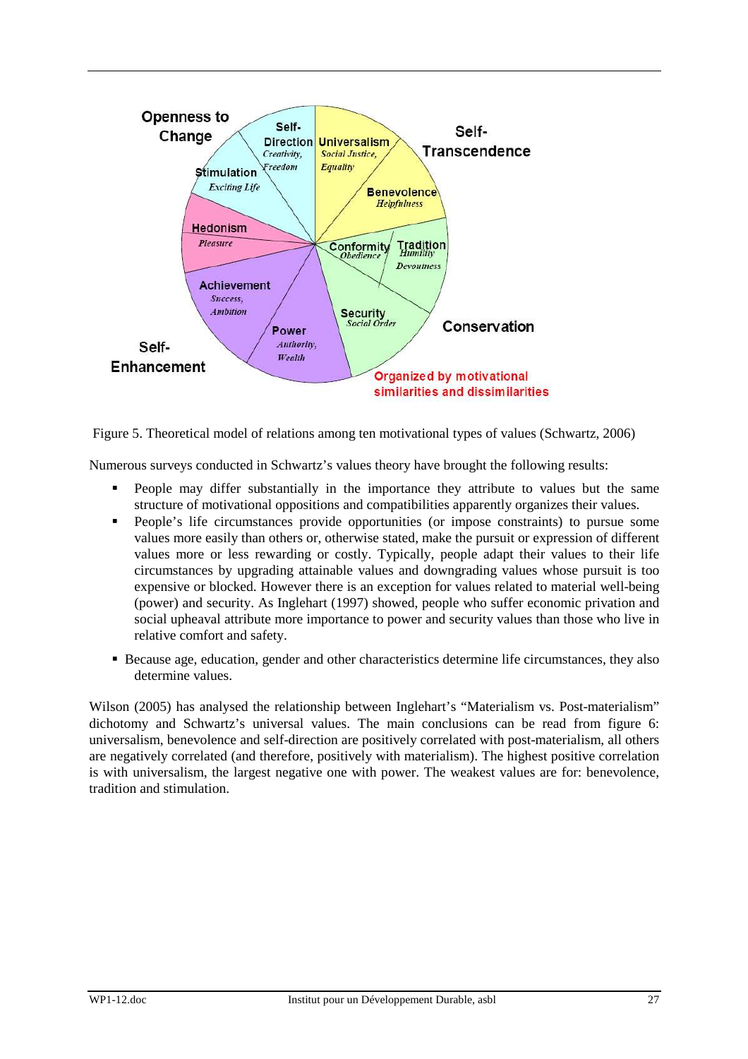Figure 5. Theoretical model of relations among ten motivational types of values (Schwartz, 2006)

Numerous surveys conducted in Schwartz's values theory have brought the following results:

- People may differ substantially in the importance they attribute to values but the same structure of motivational oppositions and compatibilities apparently organizes their values.
- People's life circumstances provide opportunities (or impose constraints) to pursue some values more easily than others or, otherwise stated, make the pursuit or expression of different values more or less rewarding or costly. Typically, people adapt their values to their life circumstances by upgrading attainable values and downgrading values whose pursuit is too expensive or blocked. However there is an exception for values related to material well-being (power) and security. As Inglehart (1997) showed, people who suffer economic privation and social upheaval attribute more importance to power and security values than those who live in relative comfort and safety.
- Because age, education, gender and other characteristics determine life circumstances, they also determine values.

Wilson (2005) has analysed the relationship between Inglehart's "Materialism vs. Post-materialism" dichotomy and Schwartz's universal values. The main conclusions can be read from figure 6: universalism, benevolence and self-direction are positively correlated with post-materialism, all others are negatively correlated (and therefore, positively with materialism). The highest positive correlation is with universalism, the largest negative one with power. The weakest values are for: benevolence, tradition and stimulation.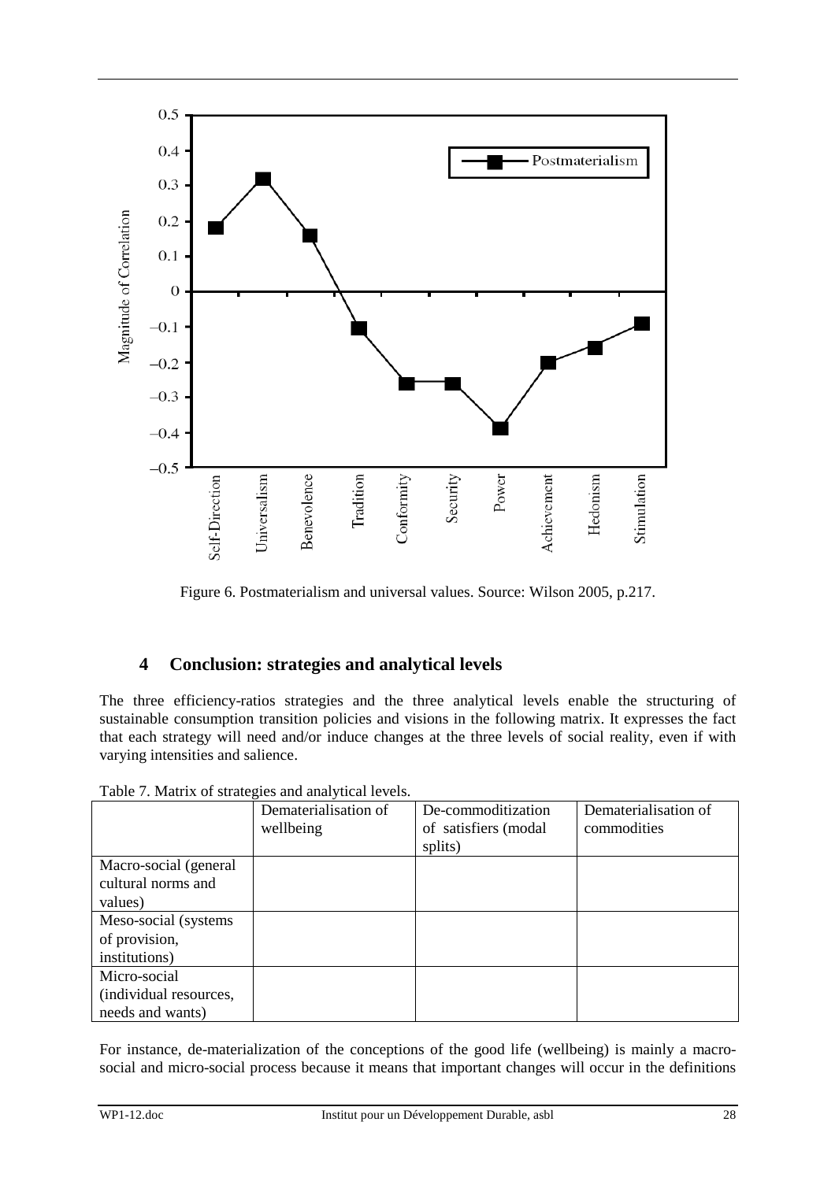Figure 6. Postmaterialism and universal values. Source: Wilson 2005, p.217.

## 4 Conclusion: strategies and analytical levels

The three efficiency-ratios strategies and the three analytical levels enable the structuring of sustainable consumption transition policies and visions in the following matrix. It expresses the fact that each strategy will need and/or induce changes at the three levels of social reality, even if with varying intensities and salience.

Table 7. Matrix of strategies and analytical levels.

| | Dematerialisation of wellbeing | De-commoditization of satisfiers (modal splits) | Dematerialisation of commodities |
|---|---|---|---|
| Macro-social (general cultural norms and values) | | | |
| Meso-social (systems of provision, institutions) | | | |
| Micro-social (individual resources, needs and wants) | | | |

For instance, de-materialization of the conceptions of the good life (wellbeing) is mainly a macro-social and micro-social process because it means that important changes will occur in the definitions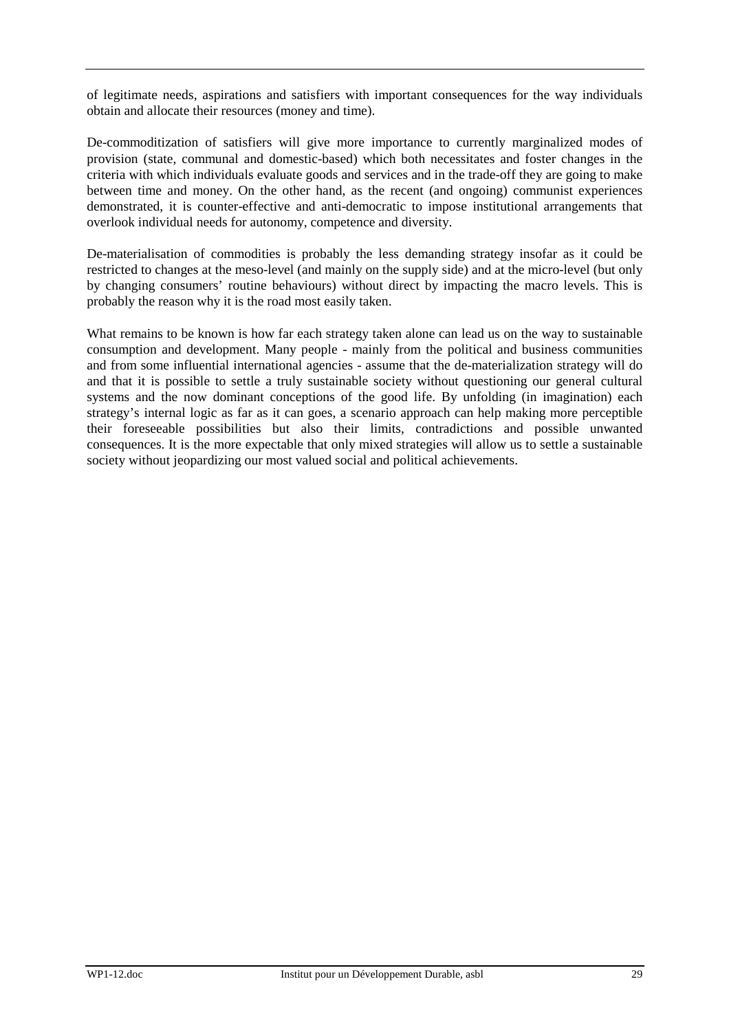of legitimate needs, aspirations and satisfiers with important consequences for the way individuals obtain and allocate their resources (money and time).

De-commoditization of satisfiers will give more importance to currently marginalized modes of provision (state, communal and domestic-based) which both necessitates and foster changes in the criteria with which individuals evaluate goods and services and in the trade-off they are going to make between time and money. On the other hand, as the recent (and ongoing) communist experiences demonstrated, it is counter-effective and anti-democratic to impose institutional arrangements that overlook individual needs for autonomy, competence and diversity.

De-materialisation of commodities is probably the less demanding strategy insofar as it could be restricted to changes at the meso-level (and mainly on the supply side) and at the micro-level (but only by changing consumers' routine behaviours) without direct by impacting the macro levels. This is probably the reason why it is the road most easily taken.

What remains to be known is how far each strategy taken alone can lead us on the way to sustainable consumption and development. Many people - mainly from the political and business communities and from some influential international agencies - assume that the de-materialization strategy will do and that it is possible to settle a truly sustainable society without questioning our general cultural systems and the now dominant conceptions of the good life. By unfolding (in imagination) each strategy's internal logic as far as it can goes, a scenario approach can help making more perceptible their foreseeable possibilities but also their limits, contradictions and possible unwanted consequences. It is the more expectable that only mixed strategies will allow us to settle a sustainable society without jeopardizing our most valued social and political achievements.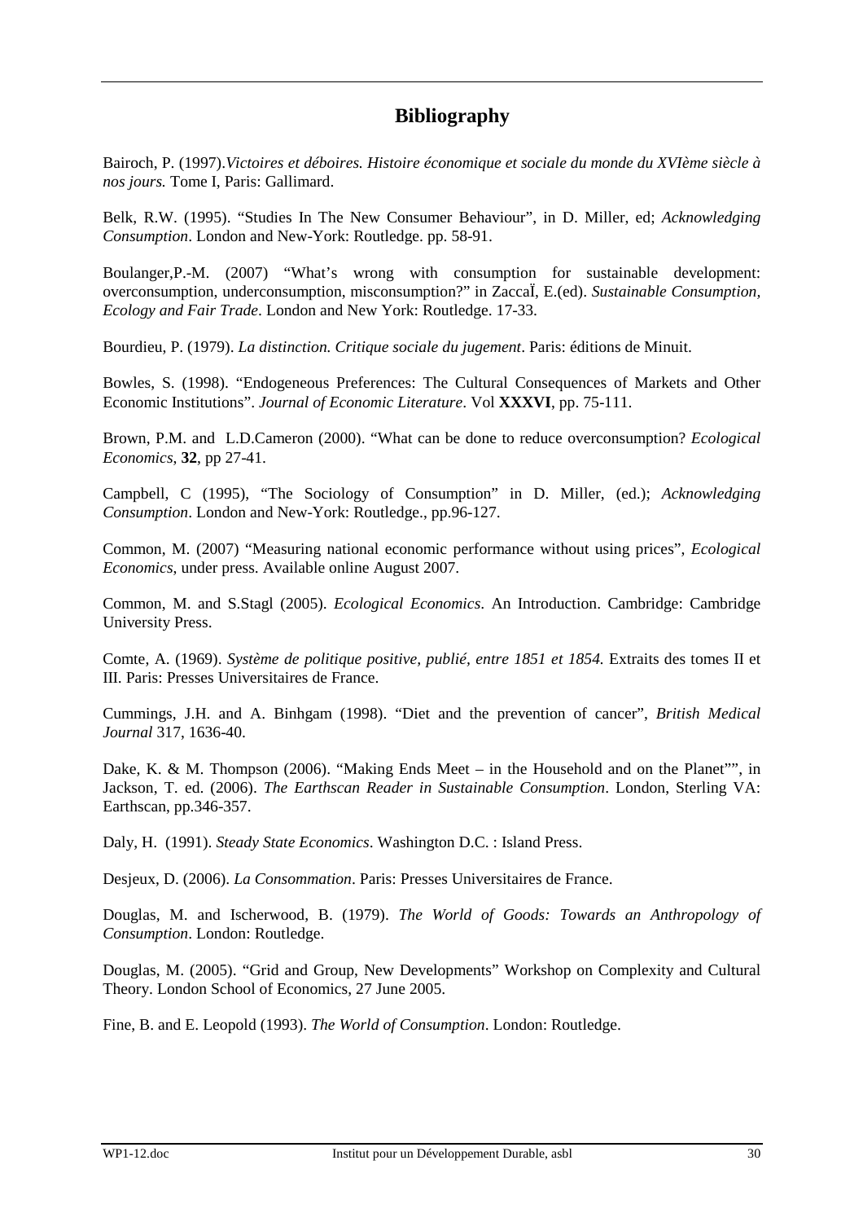## Bibliography

Bairoch, P. (1997).*Victoires et déboires. Histoire économique et sociale du monde du XVIème siècle à nos jours.* Tome I, Paris: Gallimard.

Belk, R.W. (1995). "Studies In The New Consumer Behaviour", in D. Miller, ed; *Acknowledging Consumption*. London and New-York: Routledge. pp. 58-91.

Boulanger,P.-M. (2007) "What's wrong with consumption for sustainable development: overconsumption, underconsumption, misconsumption?" in ZaccaÏ, E.(ed). *Sustainable Consumption, Ecology and Fair Trade*. London and New York: Routledge. 17-33.

Bourdieu, P. (1979). *La distinction. Critique sociale du jugement*. Paris: éditions de Minuit.

Bowles, S. (1998). "Endogeneous Preferences: The Cultural Consequences of Markets and Other Economic Institutions". *Journal of Economic Literature*. Vol **XXXVI**, pp. 75-111.

Brown, P.M. and L.D.Cameron (2000). "What can be done to reduce overconsumption? *Ecological Economics*, **32**, pp 27-41.

Campbell, C (1995), "The Sociology of Consumption" in D. Miller, (ed.); *Acknowledging Consumption*. London and New-York: Routledge., pp.96-127.

Common, M. (2007) "Measuring national economic performance without using prices", *Ecological Economics*, under press. Available online August 2007.

Common, M. and S.Stagl (2005). *Ecological Economics*. An Introduction. Cambridge: Cambridge University Press.

Comte, A. (1969). *Système de politique positive, publié, entre 1851 et 1854.* Extraits des tomes II et III. Paris: Presses Universitaires de France.

Cummings, J.H. and A. Binhgam (1998). "Diet and the prevention of cancer", *British Medical Journal* 317, 1636-40.

Dake, K. & M. Thompson (2006). "Making Ends Meet – in the Household and on the Planet"", in Jackson, T. ed. (2006). *The Earthscan Reader in Sustainable Consumption*. London, Sterling VA: Earthscan, pp.346-357.

Daly, H. (1991). *Steady State Economics*. Washington D.C. : Island Press.

Desjeux, D. (2006). *La Consommation*. Paris: Presses Universitaires de France.

Douglas, M. and Ischerwood, B. (1979). *The World of Goods: Towards an Anthropology of Consumption*. London: Routledge.

Douglas, M. (2005). "Grid and Group, New Developments" Workshop on Complexity and Cultural Theory. London School of Economics, 27 June 2005.

Fine, B. and E. Leopold (1993). *The World of Consumption*. London: Routledge.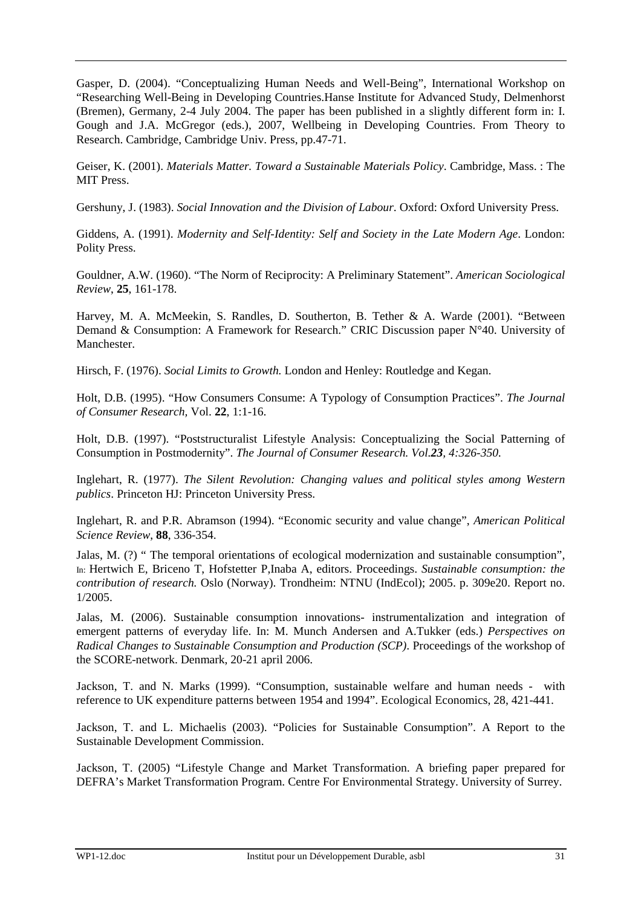Gasper, D. (2004). “Conceptualizing Human Needs and Well-Being”, International Workshop on “Researching Well-Being in Developing Countries.Hanse Institute for Advanced Study, Delmenhorst (Bremen), Germany, 2-4 July 2004. The paper has been published in a slightly different form in: I. Gough and J.A. McGregor (eds.), 2007, Wellbeing in Developing Countries. From Theory to Research. Cambridge, Cambridge Univ. Press, pp.47-71.

Geiser, K. (2001). *Materials Matter. Toward a Sustainable Materials Policy*. Cambridge, Mass. : The MIT Press.

Gershuny, J. (1983). *Social Innovation and the Division of Labour*. Oxford: Oxford University Press.

Giddens, A. (1991). *Modernity and Self-Identity: Self and Society in the Late Modern Age*. London: Polity Press.

Gouldner, A.W. (1960). “The Norm of Reciprocity: A Preliminary Statement”. *American Sociological Review*, **25**, 161-178.

Harvey, M. A. McMeekin, S. Randles, D. Southerton, B. Tether & A. Warde (2001). “Between Demand & Consumption: A Framework for Research.” CRIC Discussion paper N°40. University of Manchester.

Hirsch, F. (1976). *Social Limits to Growth.* London and Henley: Routledge and Kegan.

Holt, D.B. (1995). “How Consumers Consume: A Typology of Consumption Practices”. *The Journal of Consumer Research*, Vol. **22**, 1:1-16.

Holt, D.B. (1997). “Poststructuralist Lifestyle Analysis: Conceptualizing the Social Patterning of Consumption in Postmodernity”. *The Journal of Consumer Research. Vol.**23**, 4:326-350.*

Inglehart, R. (1977). *The Silent Revolution: Changing values and political styles among Western publics*. Princeton HJ: Princeton University Press.

Inglehart, R. and P.R. Abramson (1994). “Economic security and value change”, *American Political Science Review*, **88**, 336-354.

Jalas, M. (?) “ The temporal orientations of ecological modernization and sustainable consumption”, In: Hertwich E, Briceno T, Hofstetter P,Inaba A, editors. Proceedings. *Sustainable consumption: the contribution of research.* Oslo (Norway). Trondheim: NTNU (IndEcol); 2005. p. 309e20. Report no. 1/2005.

Jalas, M. (2006). Sustainable consumption innovations- instrumentalization and integration of emergent patterns of everyday life. In: M. Munch Andersen and A.Tukker (eds.) *Perspectives on Radical Changes to Sustainable Consumption and Production (SCP)*. Proceedings of the workshop of the SCORE-network. Denmark, 20-21 april 2006.

Jackson, T. and N. Marks (1999). “Consumption, sustainable welfare and human needs - with reference to UK expenditure patterns between 1954 and 1994”. Ecological Economics, 28, 421-441.

Jackson, T. and L. Michaelis (2003). “Policies for Sustainable Consumption”. A Report to the Sustainable Development Commission.

Jackson, T. (2005) “Lifestyle Change and Market Transformation. A briefing paper prepared for DEFRA’s Market Transformation Program. Centre For Environmental Strategy. University of Surrey.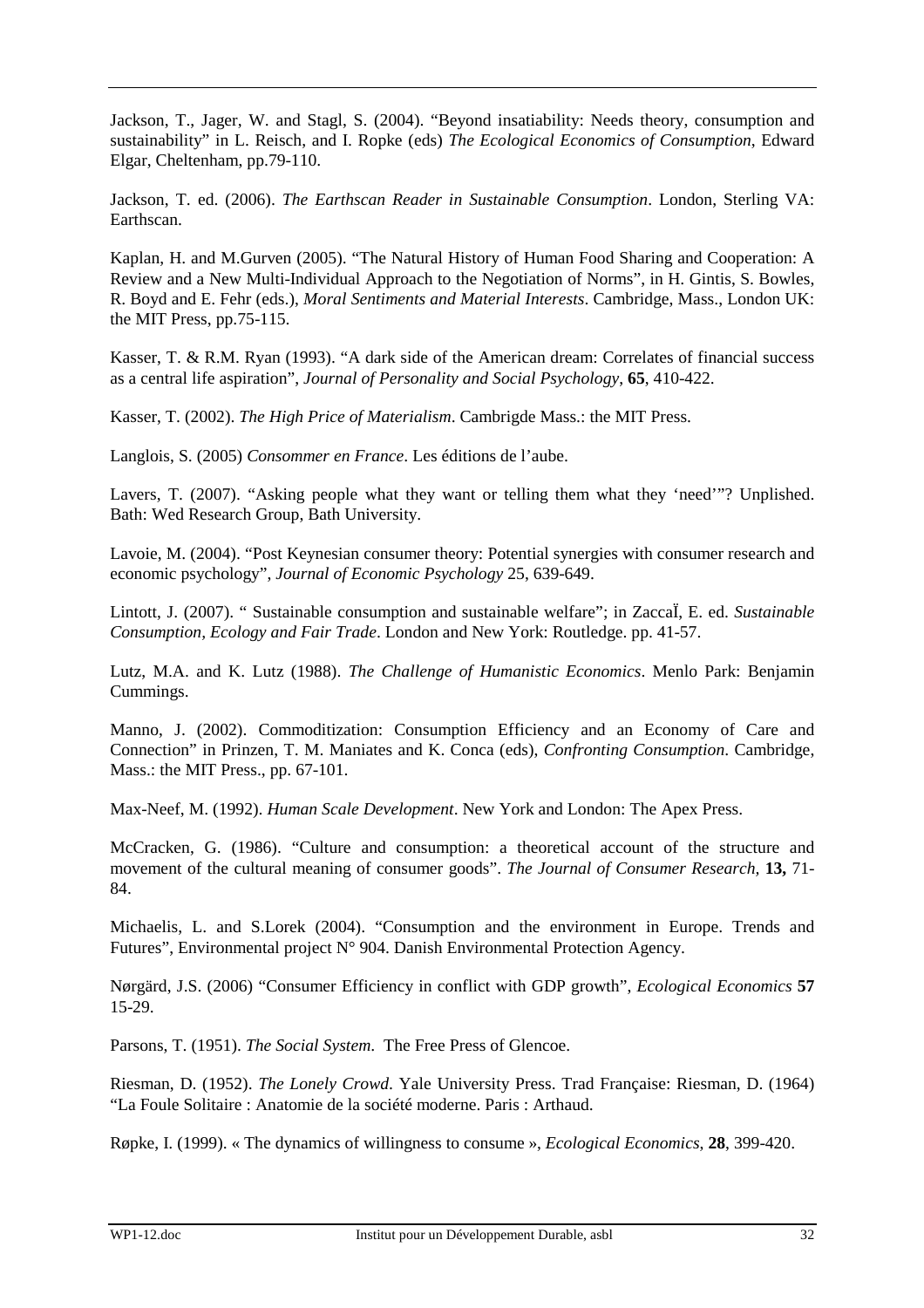Jackson, T., Jager, W. and Stagl, S. (2004). "Beyond insatiability: Needs theory, consumption and sustainability" in L. Reisch, and I. Ropke (eds) *The Ecological Economics of Consumption*, Edward Elgar, Cheltenham, pp.79-110.

Jackson, T. ed. (2006). *The Earthscan Reader in Sustainable Consumption*. London, Sterling VA: Earthscan.

Kaplan, H. and M.Gurven (2005). "The Natural History of Human Food Sharing and Cooperation: A Review and a New Multi-Individual Approach to the Negotiation of Norms", in H. Gintis, S. Bowles, R. Boyd and E. Fehr (eds.), *Moral Sentiments and Material Interests*. Cambridge, Mass., London UK: the MIT Press, pp.75-115.

Kasser, T. & R.M. Ryan (1993). "A dark side of the American dream: Correlates of financial success as a central life aspiration", *Journal of Personality and Social Psychology*, **65**, 410-422.

Kasser, T. (2002). *The High Price of Materialism*. Cambrigde Mass.: the MIT Press.

Langlois, S. (2005) *Consommer en France*. Les éditions de l'aube.

Lavers, T. (2007). "Asking people what they want or telling them what they 'need'"? Unplished. Bath: Wed Research Group, Bath University.

Lavoie, M. (2004). "Post Keynesian consumer theory: Potential synergies with consumer research and economic psychology", *Journal of Economic Psychology* 25, 639-649.

Lintott, J. (2007). " Sustainable consumption and sustainable welfare"; in ZaccaÏ, E. ed. *Sustainable Consumption, Ecology and Fair Trade*. London and New York: Routledge. pp. 41-57.

Lutz, M.A. and K. Lutz (1988). *The Challenge of Humanistic Economics*. Menlo Park: Benjamin Cummings.

Manno, J. (2002). Commoditization: Consumption Efficiency and an Economy of Care and Connection" in Prinzen, T. M. Maniates and K. Conca (eds), *Confronting Consumption*. Cambridge, Mass.: the MIT Press., pp. 67-101.

Max-Neef, M. (1992). *Human Scale Development*. New York and London: The Apex Press.

McCracken, G. (1986). "Culture and consumption: a theoretical account of the structure and movement of the cultural meaning of consumer goods". *The Journal of Consumer Research,* **13,** 71-84.

Michaelis, L. and S.Lorek (2004). "Consumption and the environment in Europe. Trends and Futures", Environmental project N° 904. Danish Environmental Protection Agency.

Nørgärd, J.S. (2006) "Consumer Efficiency in conflict with GDP growth", *Ecological Economics* **57** 15-29.

Parsons, T. (1951). *The Social System*. The Free Press of Glencoe.

Riesman, D. (1952). *The Lonely Crowd*. Yale University Press. Trad Française: Riesman, D. (1964) "La Foule Solitaire : Anatomie de la société moderne. Paris : Arthaud.

Røpke, I. (1999). « The dynamics of willingness to consume », *Ecological Economics*, **28**, 399-420.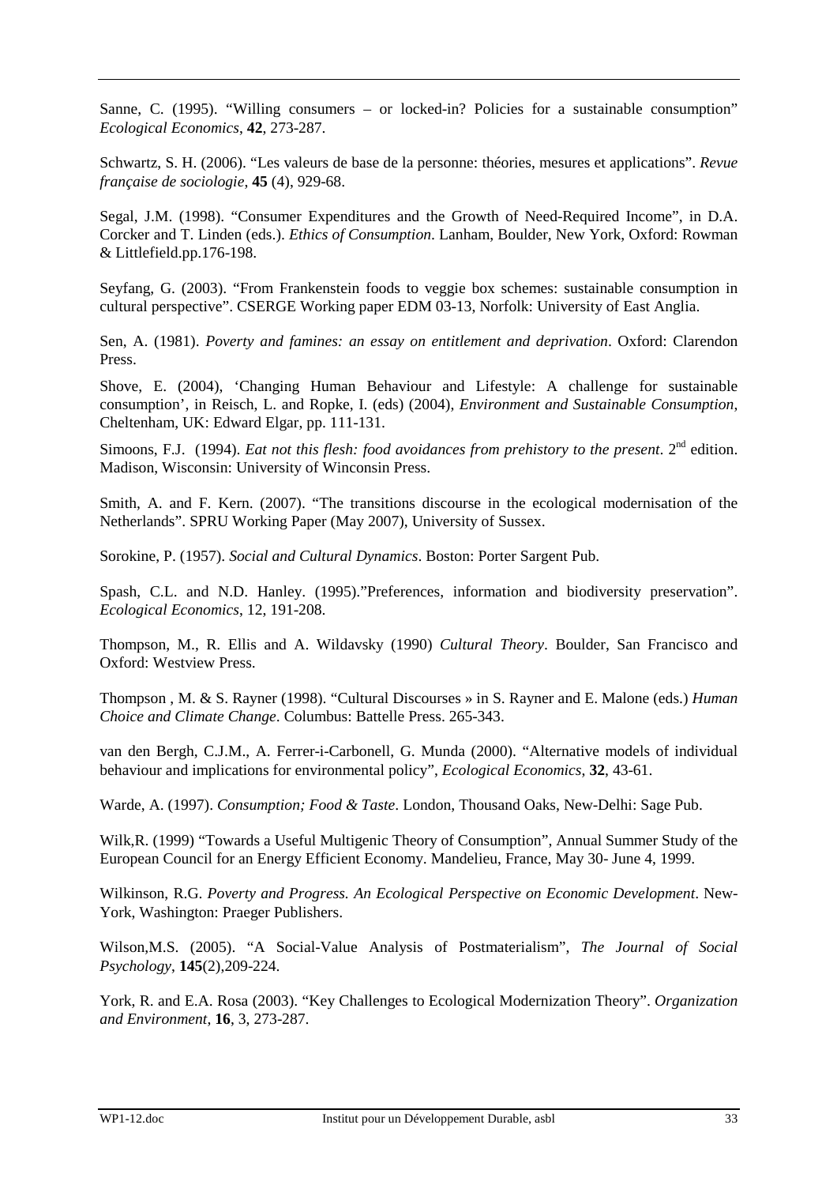Sanne, C. (1995). "Willing consumers – or locked-in? Policies for a sustainable consumption" *Ecological Economics*, **42**, 273-287.

Schwartz, S. H. (2006). "Les valeurs de base de la personne: théories, mesures et applications". *Revue française de sociologie*, **45** (4), 929-68.

Segal, J.M. (1998). "Consumer Expenditures and the Growth of Need-Required Income", in D.A. Corcker and T. Linden (eds.). *Ethics of Consumption*. Lanham, Boulder, New York, Oxford: Rowman & Littlefield.pp.176-198.

Seyfang, G. (2003). "From Frankenstein foods to veggie box schemes: sustainable consumption in cultural perspective". CSERGE Working paper EDM 03-13, Norfolk: University of East Anglia.

Sen, A. (1981). *Poverty and famines: an essay on entitlement and deprivation*. Oxford: Clarendon Press.

Shove, E. (2004), 'Changing Human Behaviour and Lifestyle: A challenge for sustainable consumption', in Reisch, L. and Ropke, I. (eds) (2004), *Environment and Sustainable Consumption*, Cheltenham, UK: Edward Elgar, pp. 111-131.

Simoons, F.J. (1994). *Eat not this flesh: food avoidances from prehistory to the present*. 2nd edition. Madison, Wisconsin: University of Winconsin Press.

Smith, A. and F. Kern. (2007). "The transitions discourse in the ecological modernisation of the Netherlands". SPRU Working Paper (May 2007), University of Sussex.

Sorokine, P. (1957). *Social and Cultural Dynamics*. Boston: Porter Sargent Pub.

Spash, C.L. and N.D. Hanley. (1995)."Preferences, information and biodiversity preservation". *Ecological Economics*, 12, 191-208.

Thompson, M., R. Ellis and A. Wildavsky (1990) *Cultural Theory*. Boulder, San Francisco and Oxford: Westview Press.

Thompson , M. & S. Rayner (1998). "Cultural Discourses » in S. Rayner and E. Malone (eds.) *Human Choice and Climate Change*. Columbus: Battelle Press. 265-343.

van den Bergh, C.J.M., A. Ferrer-i-Carbonell, G. Munda (2000). "Alternative models of individual behaviour and implications for environmental policy", *Ecological Economics*, **32**, 43-61.

Warde, A. (1997). *Consumption; Food & Taste*. London, Thousand Oaks, New-Delhi: Sage Pub.

Wilk,R. (1999) "Towards a Useful Multigenic Theory of Consumption", Annual Summer Study of the European Council for an Energy Efficient Economy. Mandelieu, France, May 30- June 4, 1999.

Wilkinson, R.G. *Poverty and Progress. An Ecological Perspective on Economic Development*. New-York, Washington: Praeger Publishers.

Wilson,M.S. (2005). "A Social-Value Analysis of Postmaterialism", *The Journal of Social Psychology*, **145**(2),209-224.

York, R. and E.A. Rosa (2003). "Key Challenges to Ecological Modernization Theory". *Organization and Environment*, **16**, 3, 273-287.